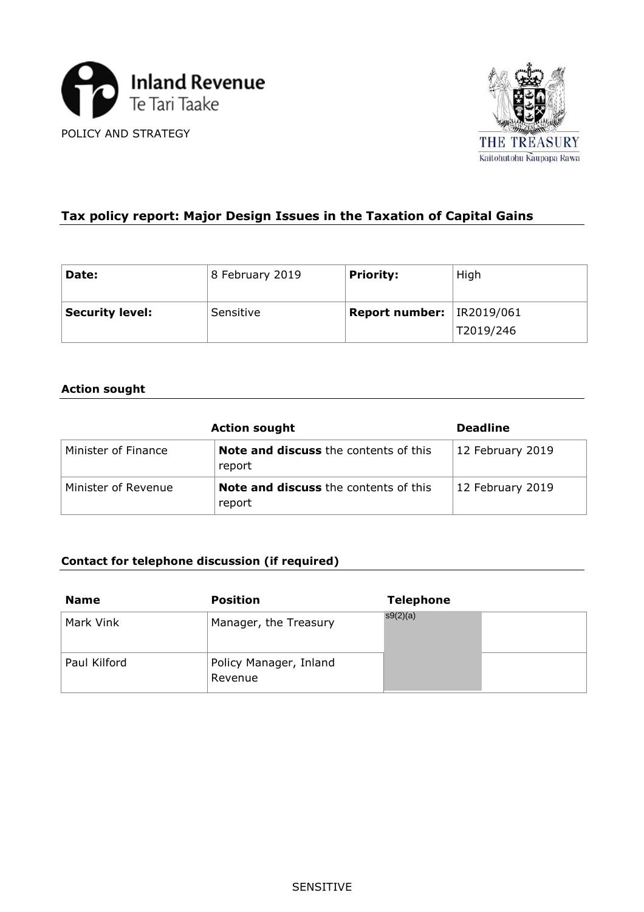Inland Revenue
Te Tari Taake

POLICY AND STRATEGY

THE TREASURY
Kaitohutohu Kaupapa Rawa

## Tax policy report: Major Design Issues in the Taxation of Capital Gains

| **Date:** | 8 February 2019 | **Priority:** | High |
|---|---|---|---|
| **Security level:** | Sensitive | **Report number:** | IR2019/061<br>T2019/246 |

### Action sought

| | **Action sought** | **Deadline** |
|---|---|---|
| Minister of Finance | **Note and discuss** the contents of this report | 12 February 2019 |
| Minister of Revenue | **Note and discuss** the contents of this report | 12 February 2019 |

### Contact for telephone discussion (if required)

| **Name** | **Position** | **Telephone** | |
|---|---|---|---|
| Mark Vink | Manager, the Treasury | s9(2)(a) | |
| Paul Kilford | Policy Manager, Inland Revenue | | |

SENSITIVE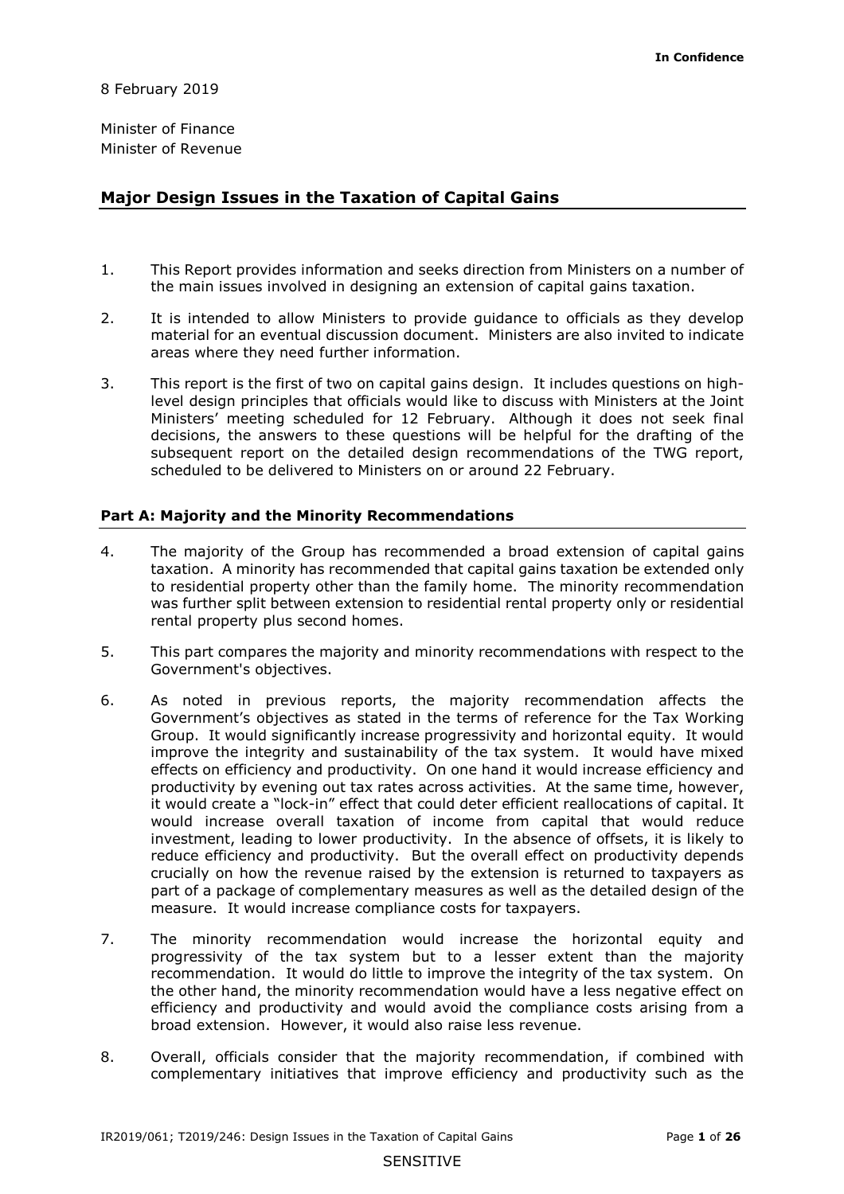8 February 2019

Minister of Finance
Minister of Revenue

## Major Design Issues in the Taxation of Capital Gains

1. This Report provides information and seeks direction from Ministers on a number of the main issues involved in designing an extension of capital gains taxation.

2. It is intended to allow Ministers to provide guidance to officials as they develop material for an eventual discussion document. Ministers are also invited to indicate areas where they need further information.

3. This report is the first of two on capital gains design. It includes questions on high-level design principles that officials would like to discuss with Ministers at the Joint Ministers' meeting scheduled for 12 February. Although it does not seek final decisions, the answers to these questions will be helpful for the drafting of the subsequent report on the detailed design recommendations of the TWG report, scheduled to be delivered to Ministers on or around 22 February.

### Part A: Majority and the Minority Recommendations

4. The majority of the Group has recommended a broad extension of capital gains taxation. A minority has recommended that capital gains taxation be extended only to residential property other than the family home. The minority recommendation was further split between extension to residential rental property only or residential rental property plus second homes.

5. This part compares the majority and minority recommendations with respect to the Government's objectives.

6. As noted in previous reports, the majority recommendation affects the Government's objectives as stated in the terms of reference for the Tax Working Group. It would significantly increase progressivity and horizontal equity. It would improve the integrity and sustainability of the tax system. It would have mixed effects on efficiency and productivity. On one hand it would increase efficiency and productivity by evening out tax rates across activities. At the same time, however, it would create a "lock-in" effect that could deter efficient reallocations of capital. It would increase overall taxation of income from capital that would reduce investment, leading to lower productivity. In the absence of offsets, it is likely to reduce efficiency and productivity. But the overall effect on productivity depends crucially on how the revenue raised by the extension is returned to taxpayers as part of a package of complementary measures as well as the detailed design of the measure. It would increase compliance costs for taxpayers.

7. The minority recommendation would increase the horizontal equity and progressivity of the tax system but to a lesser extent than the majority recommendation. It would do little to improve the integrity of the tax system. On the other hand, the minority recommendation would have a less negative effect on efficiency and productivity and would avoid the compliance costs arising from a broad extension. However, it would also raise less revenue.

8. Overall, officials consider that the majority recommendation, if combined with complementary initiatives that improve efficiency and productivity such as the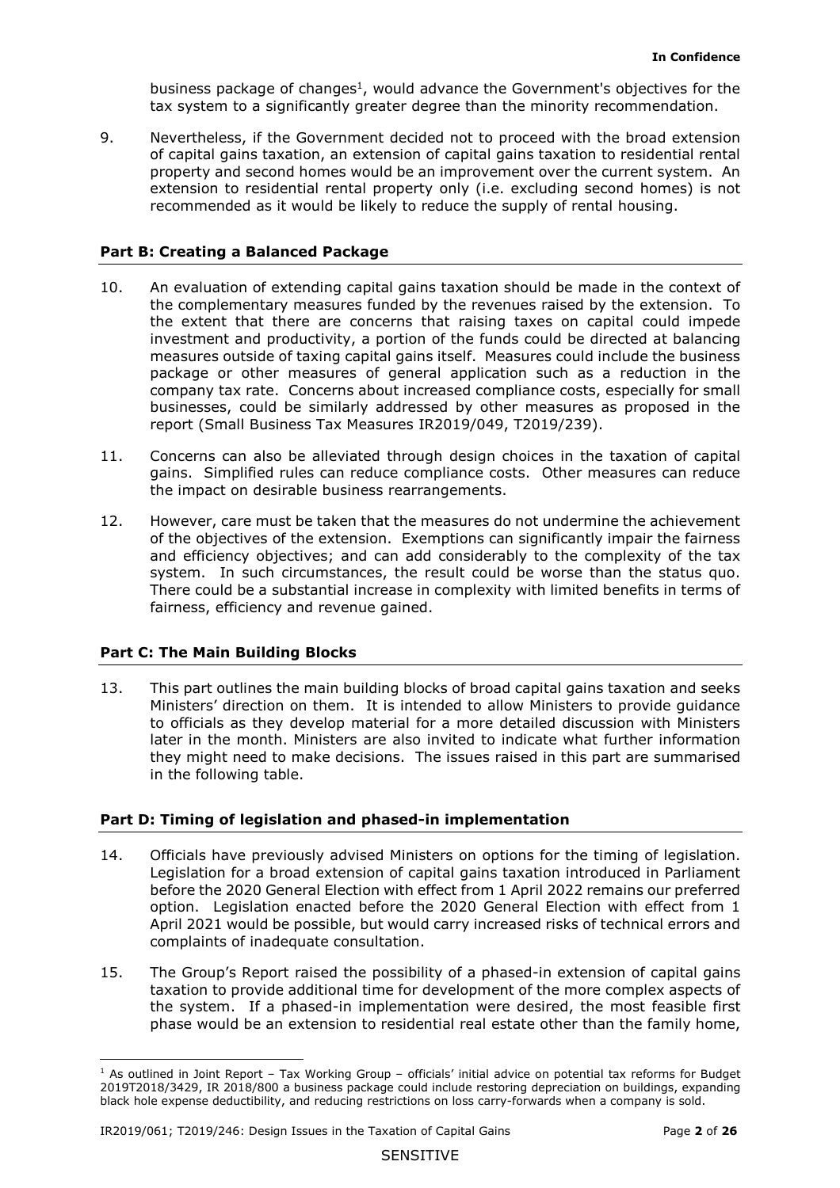business package of changes[1], would advance the Government's objectives for the tax system to a significantly greater degree than the minority recommendation.

9. Nevertheless, if the Government decided not to proceed with the broad extension of capital gains taxation, an extension of capital gains taxation to residential rental property and second homes would be an improvement over the current system. An extension to residential rental property only (i.e. excluding second homes) is not recommended as it would be likely to reduce the supply of rental housing.

## Part B: Creating a Balanced Package

10. An evaluation of extending capital gains taxation should be made in the context of the complementary measures funded by the revenues raised by the extension. To the extent that there are concerns that raising taxes on capital could impede investment and productivity, a portion of the funds could be directed at balancing measures outside of taxing capital gains itself. Measures could include the business package or other measures of general application such as a reduction in the company tax rate. Concerns about increased compliance costs, especially for small businesses, could be similarly addressed by other measures as proposed in the report (Small Business Tax Measures IR2019/049, T2019/239).

11. Concerns can also be alleviated through design choices in the taxation of capital gains. Simplified rules can reduce compliance costs. Other measures can reduce the impact on desirable business rearrangements.

12. However, care must be taken that the measures do not undermine the achievement of the objectives of the extension. Exemptions can significantly impair the fairness and efficiency objectives; and can add considerably to the complexity of the tax system. In such circumstances, the result could be worse than the status quo. There could be a substantial increase in complexity with limited benefits in terms of fairness, efficiency and revenue gained.

## Part C: The Main Building Blocks

13. This part outlines the main building blocks of broad capital gains taxation and seeks Ministers' direction on them. It is intended to allow Ministers to provide guidance to officials as they develop material for a more detailed discussion with Ministers later in the month. Ministers are also invited to indicate what further information they might need to make decisions. The issues raised in this part are summarised in the following table.

## Part D: Timing of legislation and phased-in implementation

14. Officials have previously advised Ministers on options for the timing of legislation. Legislation for a broad extension of capital gains taxation introduced in Parliament before the 2020 General Election with effect from 1 April 2022 remains our preferred option. Legislation enacted before the 2020 General Election with effect from 1 April 2021 would be possible, but would carry increased risks of technical errors and complaints of inadequate consultation.

15. The Group's Report raised the possibility of a phased-in extension of capital gains taxation to provide additional time for development of the more complex aspects of the system. If a phased-in implementation were desired, the most feasible first phase would be an extension to residential real estate other than the family home,

---

[1] As outlined in Joint Report – Tax Working Group – officials' initial advice on potential tax reforms for Budget 2019T2018/3429, IR 2018/800 a business package could include restoring depreciation on buildings, expanding black hole expense deductibility, and reducing restrictions on loss carry-forwards when a company is sold.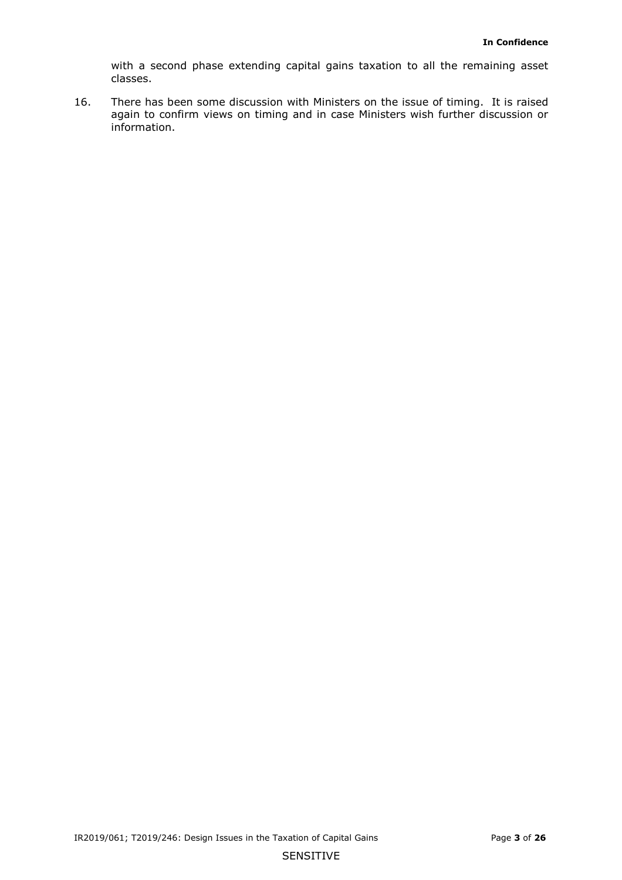with a second phase extending capital gains taxation to all the remaining asset classes.

16. There has been some discussion with Ministers on the issue of timing. It is raised again to confirm views on timing and in case Ministers wish further discussion or information.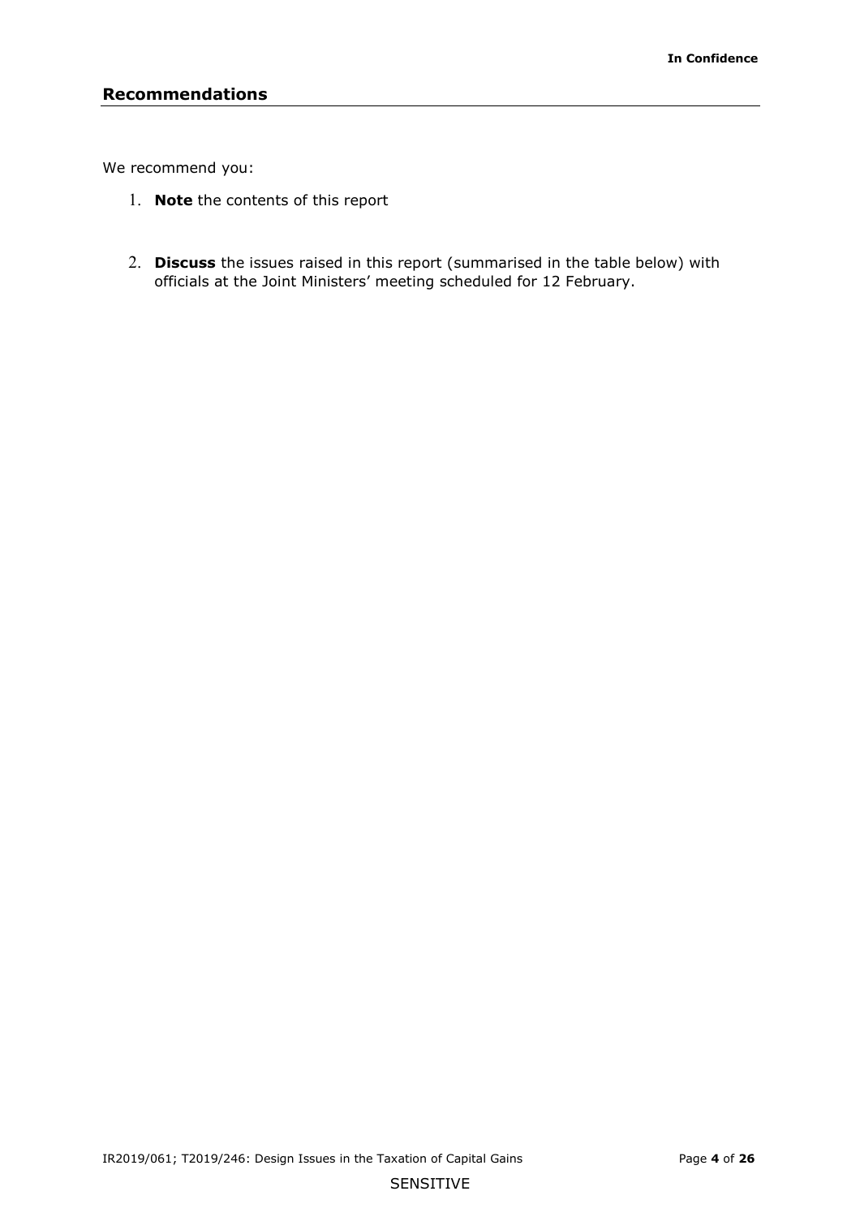## Recommendations

We recommend you:

1. **Note** the contents of this report

2. **Discuss** the issues raised in this report (summarised in the table below) with officials at the Joint Ministers' meeting scheduled for 12 February.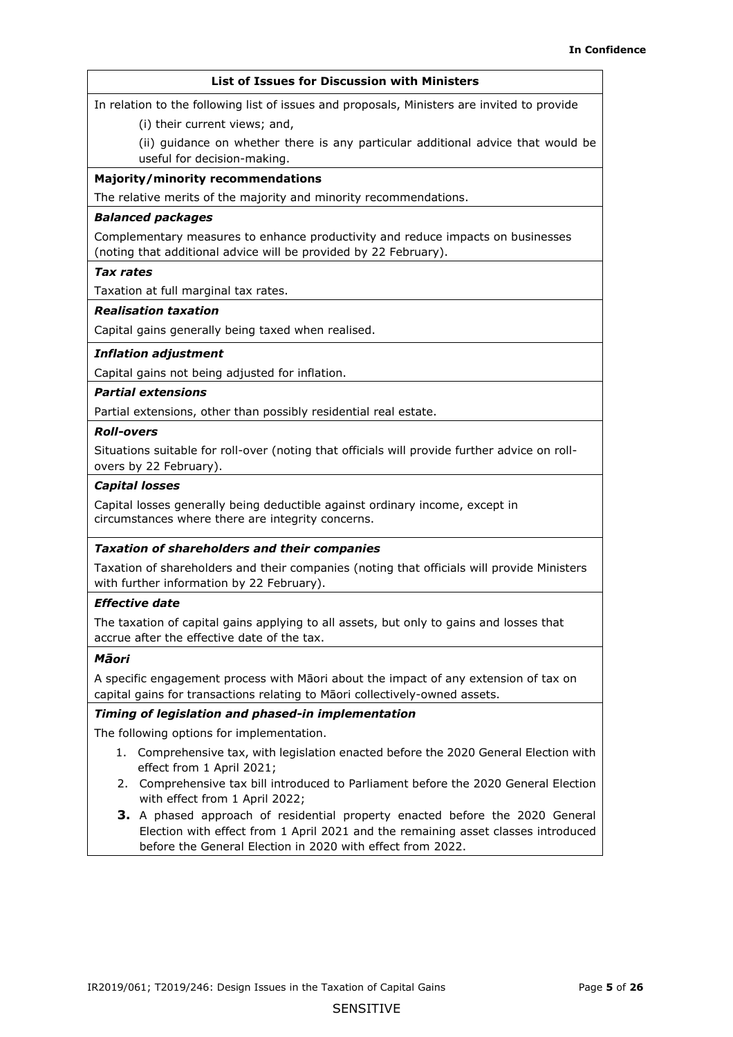**List of Issues for Discussion with Ministers**

In relation to the following list of issues and proposals, Ministers are invited to provide

(i) their current views; and,

(ii) guidance on whether there is any particular additional advice that would be useful for decision-making.

**Majority/minority recommendations**

The relative merits of the majority and minority recommendations.

***Balanced packages***

Complementary measures to enhance productivity and reduce impacts on businesses (noting that additional advice will be provided by 22 February).

***Tax rates***

Taxation at full marginal tax rates.

***Realisation taxation***

Capital gains generally being taxed when realised.

***Inflation adjustment***

Capital gains not being adjusted for inflation.

***Partial extensions***

Partial extensions, other than possibly residential real estate.

***Roll-overs***

Situations suitable for roll-over (noting that officials will provide further advice on roll-overs by 22 February).

***Capital losses***

Capital losses generally being deductible against ordinary income, except in circumstances where there are integrity concerns.

***Taxation of shareholders and their companies***

Taxation of shareholders and their companies (noting that officials will provide Ministers with further information by 22 February).

***Effective date***

The taxation of capital gains applying to all assets, but only to gains and losses that accrue after the effective date of the tax.

***Māori***

A specific engagement process with Māori about the impact of any extension of tax on capital gains for transactions relating to Māori collectively-owned assets.

***Timing of legislation and phased-in implementation***

The following options for implementation.

1. Comprehensive tax, with legislation enacted before the 2020 General Election with effect from 1 April 2021;
2. Comprehensive tax bill introduced to Parliament before the 2020 General Election with effect from 1 April 2022;
3. A phased approach of residential property enacted before the 2020 General Election with effect from 1 April 2021 and the remaining asset classes introduced before the General Election in 2020 with effect from 2022.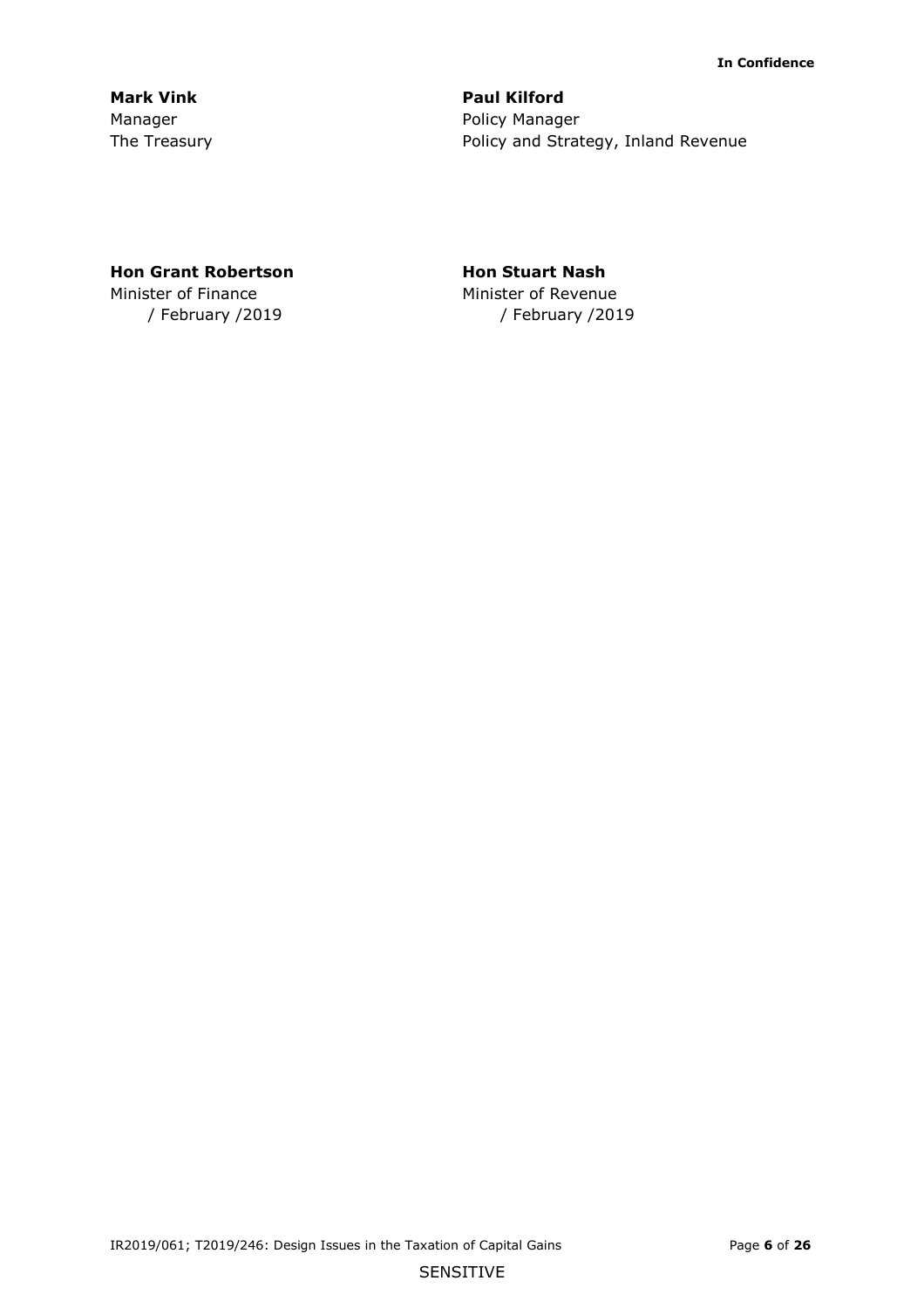**Mark Vink**
Manager
The Treasury

**Paul Kilford**
Policy Manager
Policy and Strategy, Inland Revenue

**Hon Grant Robertson**
Minister of Finance
/ February /2019

**Hon Stuart Nash**
Minister of Revenue
/ February /2019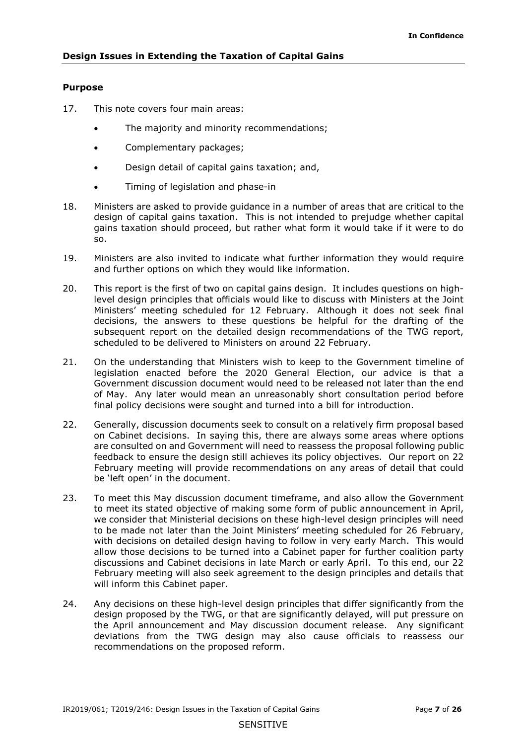## Design Issues in Extending the Taxation of Capital Gains

### Purpose

17. This note covers four main areas:

    - The majority and minority recommendations;
    - Complementary packages;
    - Design detail of capital gains taxation; and,
    - Timing of legislation and phase-in

18. Ministers are asked to provide guidance in a number of areas that are critical to the design of capital gains taxation. This is not intended to prejudge whether capital gains taxation should proceed, but rather what form it would take if it were to do so.

19. Ministers are also invited to indicate what further information they would require and further options on which they would like information.

20. This report is the first of two on capital gains design. It includes questions on high-level design principles that officials would like to discuss with Ministers at the Joint Ministers' meeting scheduled for 12 February. Although it does not seek final decisions, the answers to these questions be helpful for the drafting of the subsequent report on the detailed design recommendations of the TWG report, scheduled to be delivered to Ministers on around 22 February.

21. On the understanding that Ministers wish to keep to the Government timeline of legislation enacted before the 2020 General Election, our advice is that a Government discussion document would need to be released not later than the end of May. Any later would mean an unreasonably short consultation period before final policy decisions were sought and turned into a bill for introduction.

22. Generally, discussion documents seek to consult on a relatively firm proposal based on Cabinet decisions. In saying this, there are always some areas where options are consulted on and Government will need to reassess the proposal following public feedback to ensure the design still achieves its policy objectives. Our report on 22 February meeting will provide recommendations on any areas of detail that could be 'left open' in the document.

23. To meet this May discussion document timeframe, and also allow the Government to meet its stated objective of making some form of public announcement in April, we consider that Ministerial decisions on these high-level design principles will need to be made not later than the Joint Ministers' meeting scheduled for 26 February, with decisions on detailed design having to follow in very early March. This would allow those decisions to be turned into a Cabinet paper for further coalition party discussions and Cabinet decisions in late March or early April. To this end, our 22 February meeting will also seek agreement to the design principles and details that will inform this Cabinet paper.

24. Any decisions on these high-level design principles that differ significantly from the design proposed by the TWG, or that are significantly delayed, will put pressure on the April announcement and May discussion document release. Any significant deviations from the TWG design may also cause officials to reassess our recommendations on the proposed reform.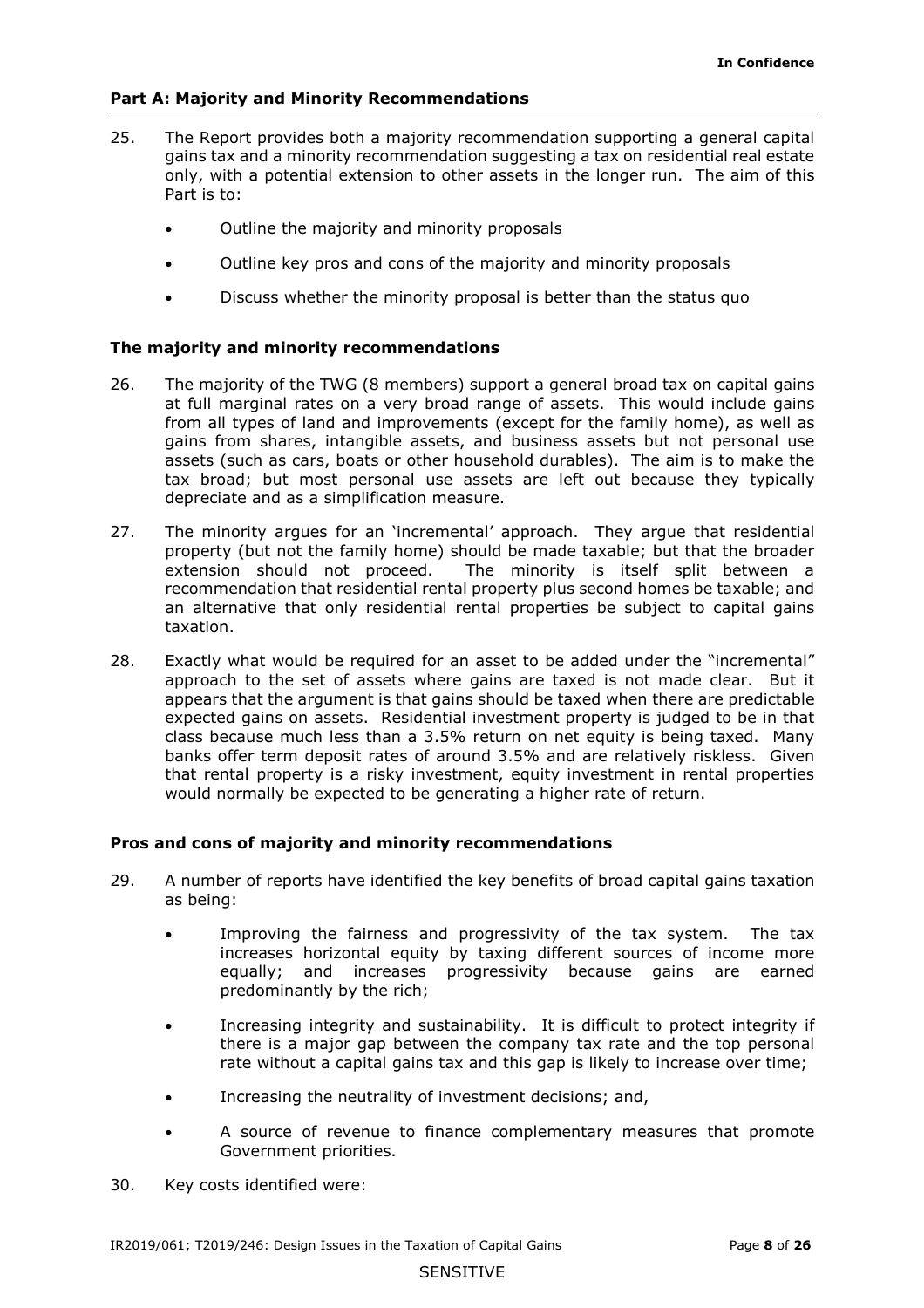## Part A: Majority and Minority Recommendations

25. The Report provides both a majority recommendation supporting a general capital gains tax and a minority recommendation suggesting a tax on residential real estate only, with a potential extension to other assets in the longer run. The aim of this Part is to:

    - Outline the majority and minority proposals
    - Outline key pros and cons of the majority and minority proposals
    - Discuss whether the minority proposal is better than the status quo

### The majority and minority recommendations

26. The majority of the TWG (8 members) support a general broad tax on capital gains at full marginal rates on a very broad range of assets. This would include gains from all types of land and improvements (except for the family home), as well as gains from shares, intangible assets, and business assets but not personal use assets (such as cars, boats or other household durables). The aim is to make the tax broad; but most personal use assets are left out because they typically depreciate and as a simplification measure.

27. The minority argues for an 'incremental' approach. They argue that residential property (but not the family home) should be made taxable; but that the broader extension should not proceed. The minority is itself split between a recommendation that residential rental property plus second homes be taxable; and an alternative that only residential rental properties be subject to capital gains taxation.

28. Exactly what would be required for an asset to be added under the "incremental" approach to the set of assets where gains are taxed is not made clear. But it appears that the argument is that gains should be taxed when there are predictable expected gains on assets. Residential investment property is judged to be in that class because much less than a 3.5% return on net equity is being taxed. Many banks offer term deposit rates of around 3.5% and are relatively riskless. Given that rental property is a risky investment, equity investment in rental properties would normally be expected to be generating a higher rate of return.

### Pros and cons of majority and minority recommendations

29. A number of reports have identified the key benefits of broad capital gains taxation as being:

    - Improving the fairness and progressivity of the tax system. The tax increases horizontal equity by taxing different sources of income more equally; and increases progressivity because gains are earned predominantly by the rich;
    - Increasing integrity and sustainability. It is difficult to protect integrity if there is a major gap between the company tax rate and the top personal rate without a capital gains tax and this gap is likely to increase over time;
    - Increasing the neutrality of investment decisions; and,
    - A source of revenue to finance complementary measures that promote Government priorities.

30. Key costs identified were: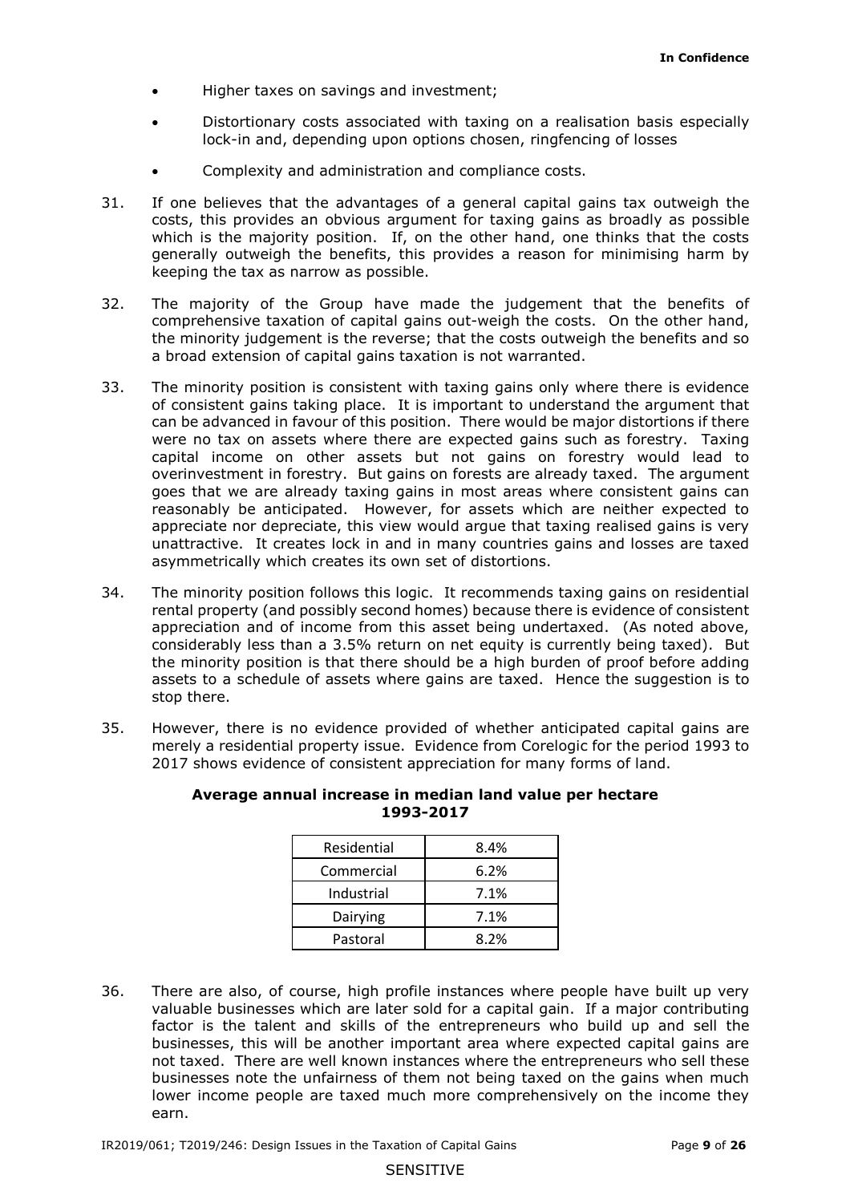- Higher taxes on savings and investment;
- Distortionary costs associated with taxing on a realisation basis especially lock-in and, depending upon options chosen, ringfencing of losses
- Complexity and administration and compliance costs.

31. If one believes that the advantages of a general capital gains tax outweigh the costs, this provides an obvious argument for taxing gains as broadly as possible which is the majority position. If, on the other hand, one thinks that the costs generally outweigh the benefits, this provides a reason for minimising harm by keeping the tax as narrow as possible.

32. The majority of the Group have made the judgement that the benefits of comprehensive taxation of capital gains out-weigh the costs. On the other hand, the minority judgement is the reverse; that the costs outweigh the benefits and so a broad extension of capital gains taxation is not warranted.

33. The minority position is consistent with taxing gains only where there is evidence of consistent gains taking place. It is important to understand the argument that can be advanced in favour of this position. There would be major distortions if there were no tax on assets where there are expected gains such as forestry. Taxing capital income on other assets but not gains on forestry would lead to overinvestment in forestry. But gains on forests are already taxed. The argument goes that we are already taxing gains in most areas where consistent gains can reasonably be anticipated. However, for assets which are neither expected to appreciate nor depreciate, this view would argue that taxing realised gains is very unattractive. It creates lock in and in many countries gains and losses are taxed asymmetrically which creates its own set of distortions.

34. The minority position follows this logic. It recommends taxing gains on residential rental property (and possibly second homes) because there is evidence of consistent appreciation and of income from this asset being undertaxed. (As noted above, considerably less than a 3.5% return on net equity is currently being taxed). But the minority position is that there should be a high burden of proof before adding assets to a schedule of assets where gains are taxed. Hence the suggestion is to stop there.

35. However, there is no evidence provided of whether anticipated capital gains are merely a residential property issue. Evidence from Corelogic for the period 1993 to 2017 shows evidence of consistent appreciation for many forms of land.

**Average annual increase in median land value per hectare 1993-2017**

| | |
|---|---|
| Residential | 8.4% |
| Commercial | 6.2% |
| Industrial | 7.1% |
| Dairying | 7.1% |
| Pastoral | 8.2% |

36. There are also, of course, high profile instances where people have built up very valuable businesses which are later sold for a capital gain. If a major contributing factor is the talent and skills of the entrepreneurs who build up and sell the businesses, this will be another important area where expected capital gains are not taxed. There are well known instances where the entrepreneurs who sell these businesses note the unfairness of them not being taxed on the gains when much lower income people are taxed much more comprehensively on the income they earn.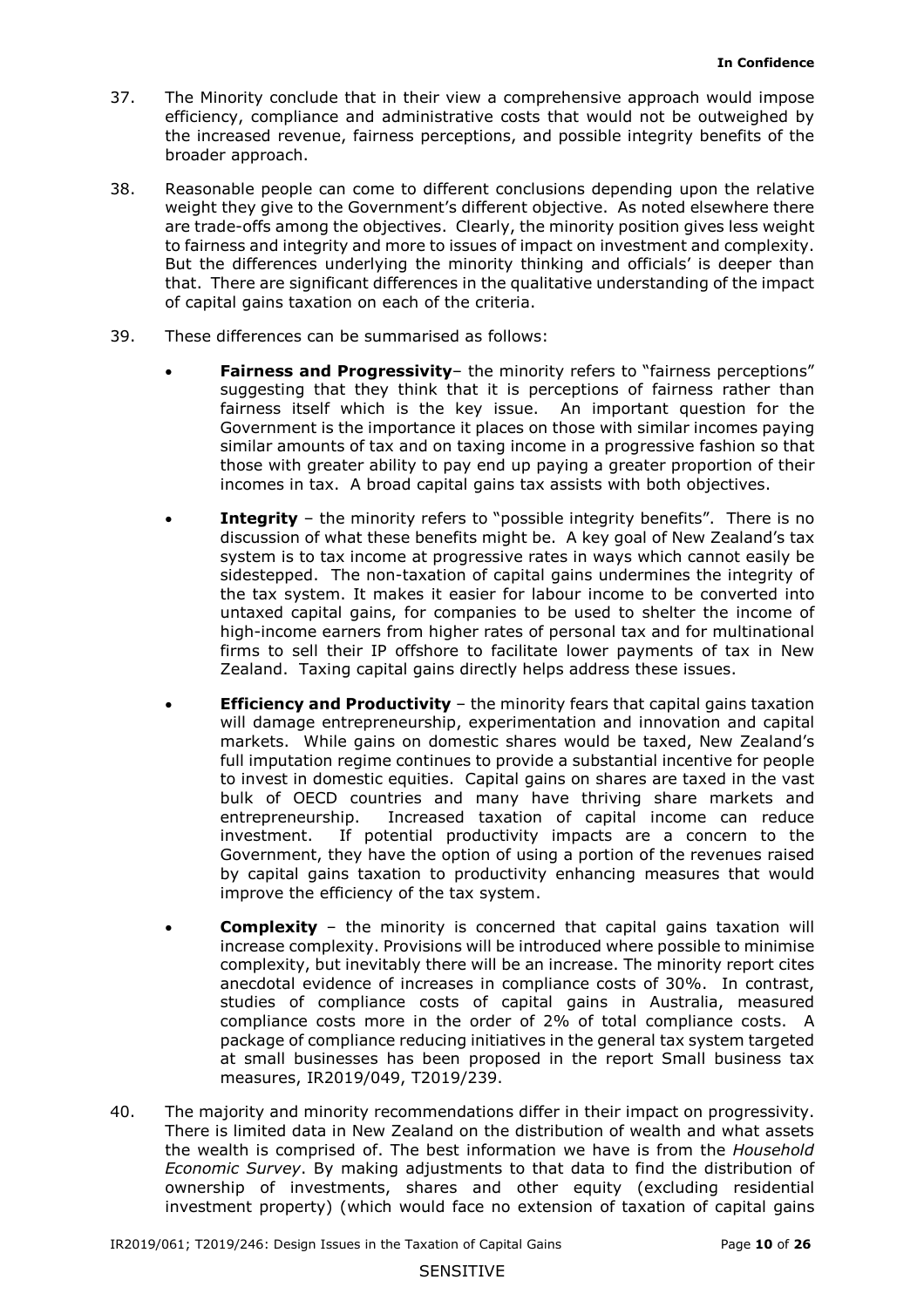37. The Minority conclude that in their view a comprehensive approach would impose efficiency, compliance and administrative costs that would not be outweighed by the increased revenue, fairness perceptions, and possible integrity benefits of the broader approach.

38. Reasonable people can come to different conclusions depending upon the relative weight they give to the Government's different objective. As noted elsewhere there are trade-offs among the objectives. Clearly, the minority position gives less weight to fairness and integrity and more to issues of impact on investment and complexity. But the differences underlying the minority thinking and officials' is deeper than that. There are significant differences in the qualitative understanding of the impact of capital gains taxation on each of the criteria.

39. These differences can be summarised as follows:

    - **Fairness and Progressivity**– the minority refers to "fairness perceptions" suggesting that they think that it is perceptions of fairness rather than fairness itself which is the key issue. An important question for the Government is the importance it places on those with similar incomes paying similar amounts of tax and on taxing income in a progressive fashion so that those with greater ability to pay end up paying a greater proportion of their incomes in tax. A broad capital gains tax assists with both objectives.

    - **Integrity** – the minority refers to "possible integrity benefits". There is no discussion of what these benefits might be. A key goal of New Zealand's tax system is to tax income at progressive rates in ways which cannot easily be sidestepped. The non-taxation of capital gains undermines the integrity of the tax system. It makes it easier for labour income to be converted into untaxed capital gains, for companies to be used to shelter the income of high-income earners from higher rates of personal tax and for multinational firms to sell their IP offshore to facilitate lower payments of tax in New Zealand. Taxing capital gains directly helps address these issues.

    - **Efficiency and Productivity** – the minority fears that capital gains taxation will damage entrepreneurship, experimentation and innovation and capital markets. While gains on domestic shares would be taxed, New Zealand's full imputation regime continues to provide a substantial incentive for people to invest in domestic equities. Capital gains on shares are taxed in the vast bulk of OECD countries and many have thriving share markets and entrepreneurship. Increased taxation of capital income can reduce investment. If potential productivity impacts are a concern to the Government, they have the option of using a portion of the revenues raised by capital gains taxation to productivity enhancing measures that would improve the efficiency of the tax system.

    - **Complexity** – the minority is concerned that capital gains taxation will increase complexity. Provisions will be introduced where possible to minimise complexity, but inevitably there will be an increase. The minority report cites anecdotal evidence of increases in compliance costs of 30%. In contrast, studies of compliance costs of capital gains in Australia, measured compliance costs more in the order of 2% of total compliance costs. A package of compliance reducing initiatives in the general tax system targeted at small businesses has been proposed in the report Small business tax measures, IR2019/049, T2019/239.

40. The majority and minority recommendations differ in their impact on progressivity. There is limited data in New Zealand on the distribution of wealth and what assets the wealth is comprised of. The best information we have is from the *Household Economic Survey*. By making adjustments to that data to find the distribution of ownership of investments, shares and other equity (excluding residential investment property) (which would face no extension of taxation of capital gains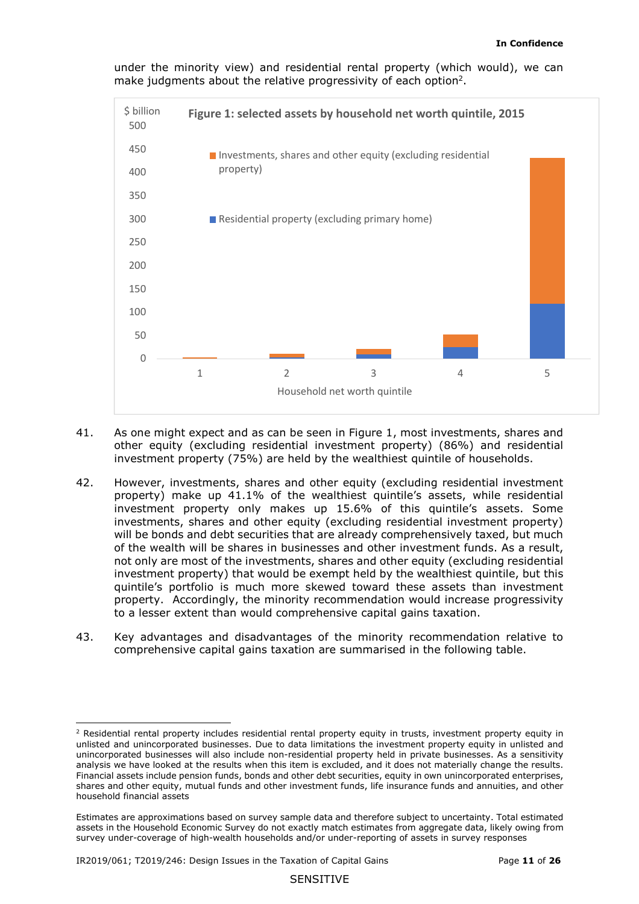under the minority view) and residential rental property (which would), we can make judgments about the relative progressivity of each option[2].

**Figure 1: selected assets by household net worth quintile, 2015**

41. As one might expect and as can be seen in Figure 1, most investments, shares and other equity (excluding residential investment property) (86%) and residential investment property (75%) are held by the wealthiest quintile of households.

42. However, investments, shares and other equity (excluding residential investment property) make up 41.1% of the wealthiest quintile's assets, while residential investment property only makes up 15.6% of this quintile's assets. Some investments, shares and other equity (excluding residential investment property) will be bonds and debt securities that are already comprehensively taxed, but much of the wealth will be shares in businesses and other investment funds. As a result, not only are most of the investments, shares and other equity (excluding residential investment property) that would be exempt held by the wealthiest quintile, but this quintile's portfolio is much more skewed toward these assets than investment property. Accordingly, the minority recommendation would increase progressivity to a lesser extent than would comprehensive capital gains taxation.

43. Key advantages and disadvantages of the minority recommendation relative to comprehensive capital gains taxation are summarised in the following table.

---

[2] Residential rental property includes residential rental property equity in trusts, investment property equity in unlisted and unincorporated businesses. Due to data limitations the investment property equity in unlisted and unincorporated businesses will also include non-residential property held in private businesses. As a sensitivity analysis we have looked at the results when this item is excluded, and it does not materially change the results. Financial assets include pension funds, bonds and other debt securities, equity in own unincorporated enterprises, shares and other equity, mutual funds and other investment funds, life insurance funds and annuities, and other household financial assets

Estimates are approximations based on survey sample data and therefore subject to uncertainty. Total estimated assets in the Household Economic Survey do not exactly match estimates from aggregate data, likely owing from survey under-coverage of high-wealth households and/or under-reporting of assets in survey responses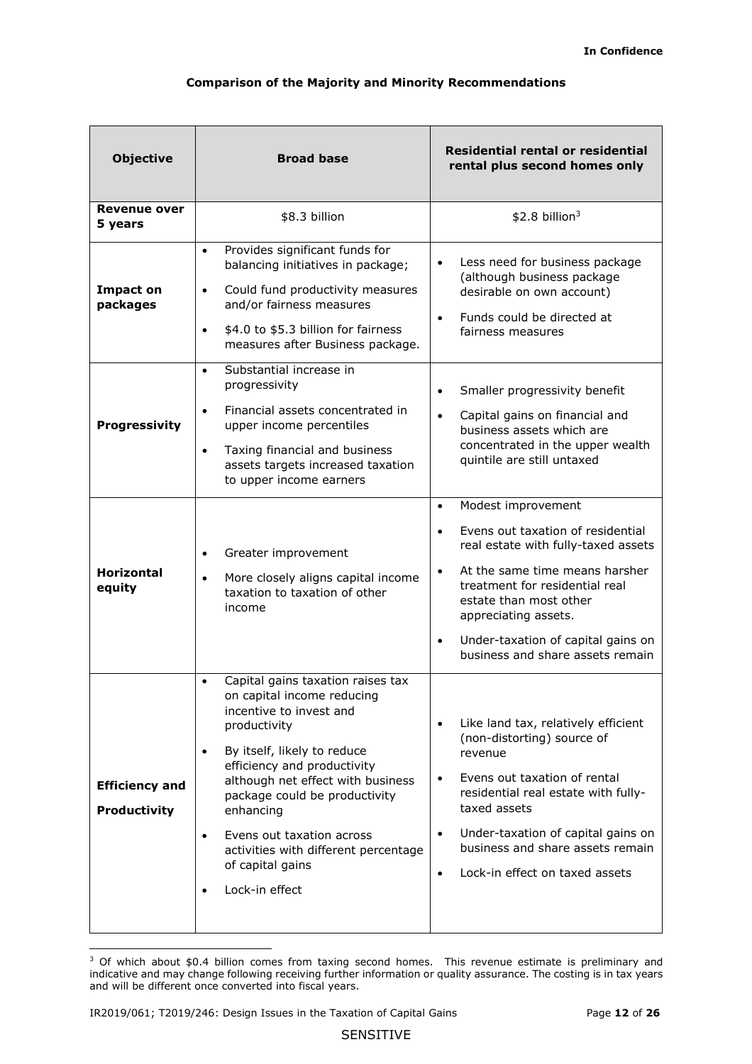**Comparison of the Majority and Minority Recommendations**

| Objective | Broad base | Residential rental or residential rental plus second homes only |
|---|---|---|
| **Revenue over 5 years** | \$8.3 billion | \$2.8 billion[3] |
| **Impact on packages** | • Provides significant funds for balancing initiatives in package;<br>• Could fund productivity measures and/or fairness measures<br>• \$4.0 to \$5.3 billion for fairness measures after Business package. | • Less need for business package (although business package desirable on own account)<br>• Funds could be directed at fairness measures |
| **Progressivity** | • Substantial increase in progressivity<br>• Financial assets concentrated in upper income percentiles<br>• Taxing financial and business assets targets increased taxation to upper income earners | • Smaller progressivity benefit<br>• Capital gains on financial and business assets which are concentrated in the upper wealth quintile are still untaxed |
| **Horizontal equity** | • Greater improvement<br>• More closely aligns capital income taxation to taxation of other income | • Modest improvement<br>• Evens out taxation of residential real estate with fully-taxed assets<br>• At the same time means harsher treatment for residential real estate than most other appreciating assets.<br>• Under-taxation of capital gains on business and share assets remain |
| **Efficiency and Productivity** | • Capital gains taxation raises tax on capital income reducing incentive to invest and productivity<br>• By itself, likely to reduce efficiency and productivity although net effect with business package could be productivity enhancing<br>• Evens out taxation across activities with different percentage of capital gains<br>• Lock-in effect | • Like land tax, relatively efficient (non-distorting) source of revenue<br>• Evens out taxation of rental residential real estate with fully-taxed assets<br>• Under-taxation of capital gains on business and share assets remain<br>• Lock-in effect on taxed assets |

[3] Of which about \$0.4 billion comes from taxing second homes. This revenue estimate is preliminary and indicative and may change following receiving further information or quality assurance. The costing is in tax years and will be different once converted into fiscal years.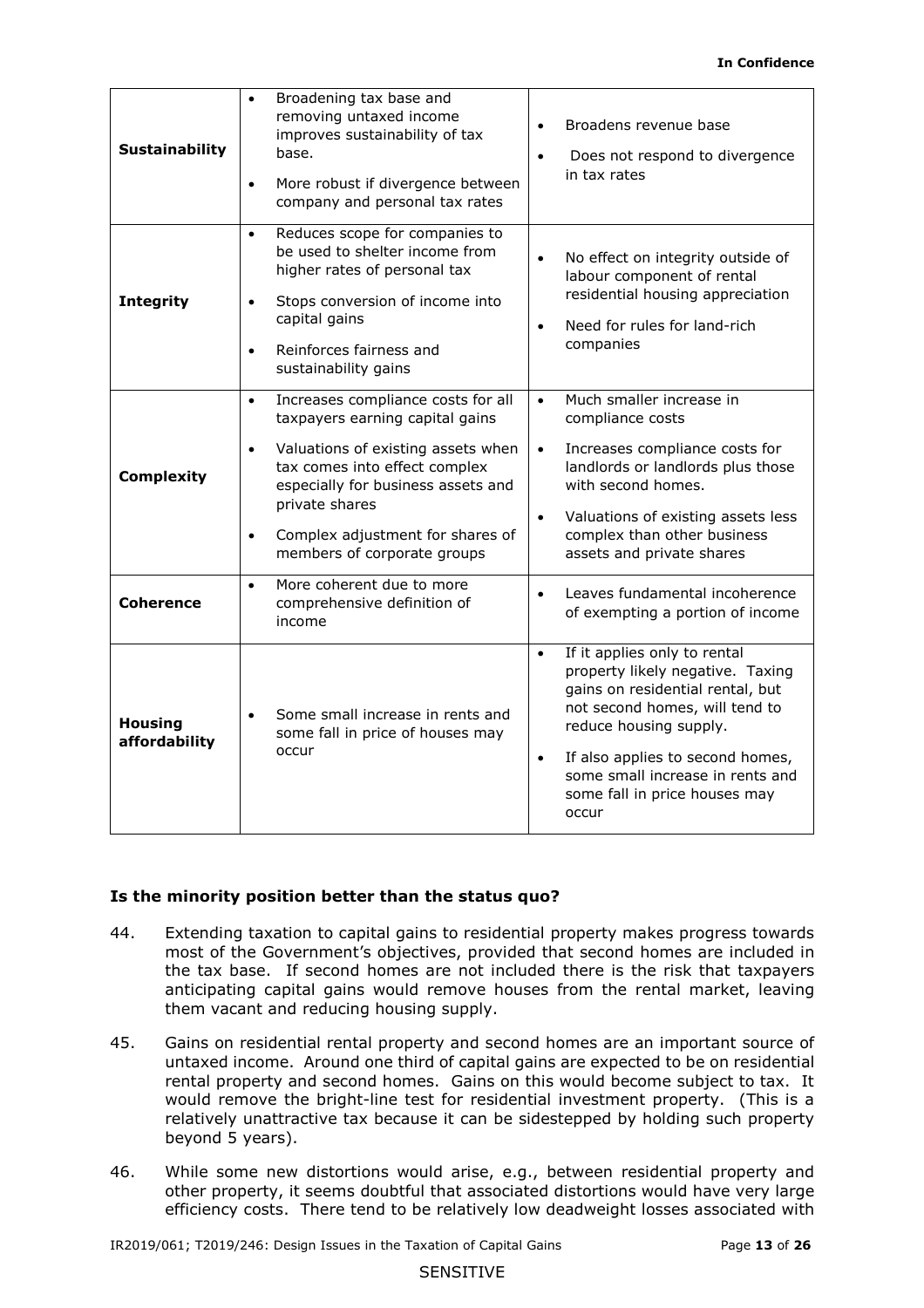| | | |
|---|---|---|
| **Sustainability** | • Broadening tax base and removing untaxed income improves sustainability of tax base.<br>• More robust if divergence between company and personal tax rates | • Broadens revenue base<br>• Does not respond to divergence in tax rates |
| **Integrity** | • Reduces scope for companies to be used to shelter income from higher rates of personal tax<br>• Stops conversion of income into capital gains<br>• Reinforces fairness and sustainability gains | • No effect on integrity outside of labour component of rental residential housing appreciation<br>• Need for rules for land-rich companies |
| **Complexity** | • Increases compliance costs for all taxpayers earning capital gains<br>• Valuations of existing assets when tax comes into effect complex especially for business assets and private shares<br>• Complex adjustment for shares of members of corporate groups | • Much smaller increase in compliance costs<br>• Increases compliance costs for landlords or landlords plus those with second homes.<br>• Valuations of existing assets less complex than other business assets and private shares |
| **Coherence** | • More coherent due to more comprehensive definition of income | • Leaves fundamental incoherence of exempting a portion of income |
| **Housing affordability** | • Some small increase in rents and some fall in price of houses may occur | • If it applies only to rental property likely negative. Taxing gains on residential rental, but not second homes, will tend to reduce housing supply.<br>• If also applies to second homes, some small increase in rents and some fall in price houses may occur |

## Is the minority position better than the status quo?

44. Extending taxation to capital gains to residential property makes progress towards most of the Government's objectives, provided that second homes are included in the tax base. If second homes are not included there is the risk that taxpayers anticipating capital gains would remove houses from the rental market, leaving them vacant and reducing housing supply.

45. Gains on residential rental property and second homes are an important source of untaxed income. Around one third of capital gains are expected to be on residential rental property and second homes. Gains on this would become subject to tax. It would remove the bright-line test for residential investment property. (This is a relatively unattractive tax because it can be sidestepped by holding such property beyond 5 years).

46. While some new distortions would arise, e.g., between residential property and other property, it seems doubtful that associated distortions would have very large efficiency costs. There tend to be relatively low deadweight losses associated with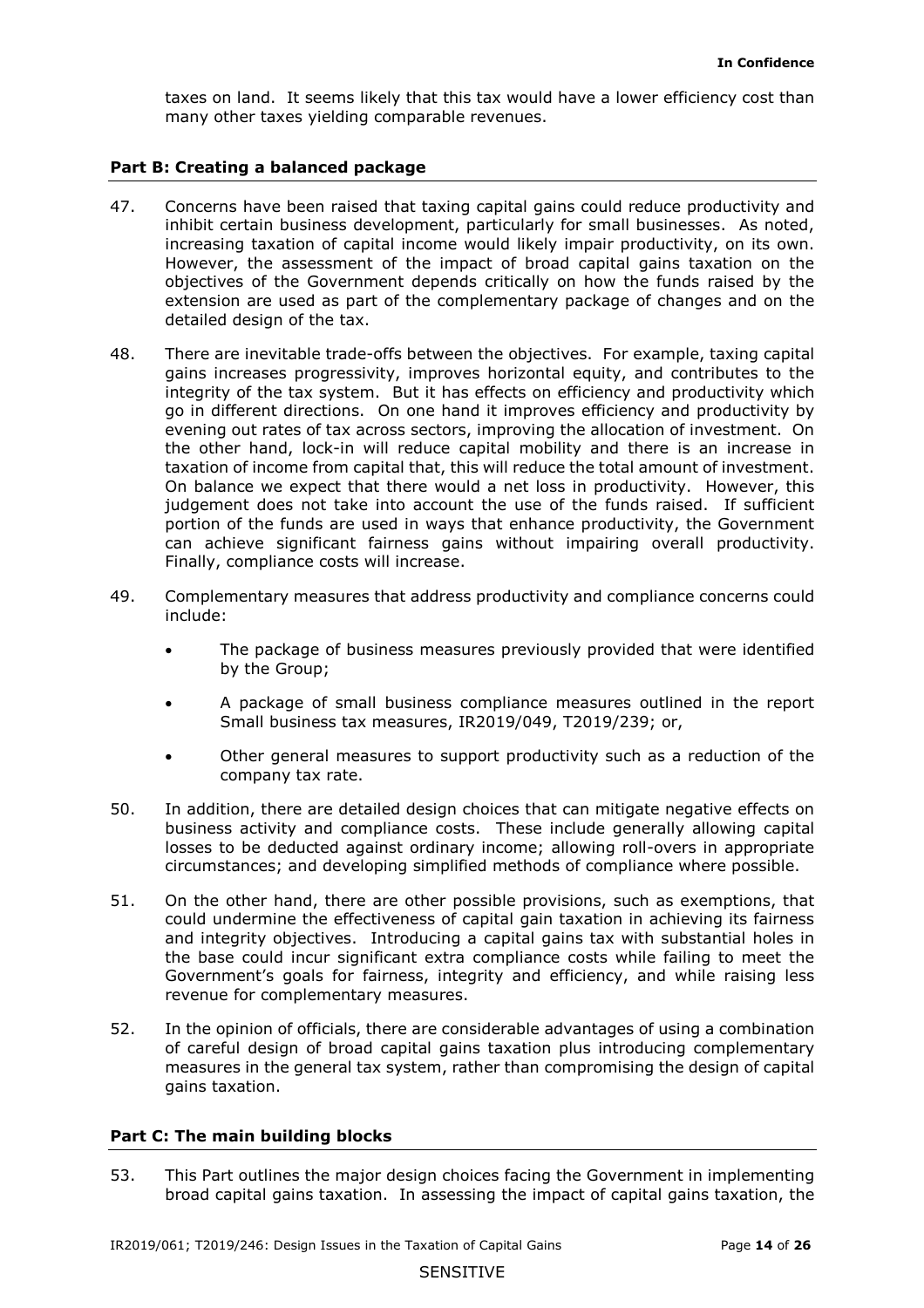taxes on land. It seems likely that this tax would have a lower efficiency cost than many other taxes yielding comparable revenues.

## Part B: Creating a balanced package

47. Concerns have been raised that taxing capital gains could reduce productivity and inhibit certain business development, particularly for small businesses. As noted, increasing taxation of capital income would likely impair productivity, on its own. However, the assessment of the impact of broad capital gains taxation on the objectives of the Government depends critically on how the funds raised by the extension are used as part of the complementary package of changes and on the detailed design of the tax.

48. There are inevitable trade-offs between the objectives. For example, taxing capital gains increases progressivity, improves horizontal equity, and contributes to the integrity of the tax system. But it has effects on efficiency and productivity which go in different directions. On one hand it improves efficiency and productivity by evening out rates of tax across sectors, improving the allocation of investment. On the other hand, lock-in will reduce capital mobility and there is an increase in taxation of income from capital that, this will reduce the total amount of investment. On balance we expect that there would a net loss in productivity. However, this judgement does not take into account the use of the funds raised. If sufficient portion of the funds are used in ways that enhance productivity, the Government can achieve significant fairness gains without impairing overall productivity. Finally, compliance costs will increase.

49. Complementary measures that address productivity and compliance concerns could include:

    - The package of business measures previously provided that were identified by the Group;
    - A package of small business compliance measures outlined in the report Small business tax measures, IR2019/049, T2019/239; or,
    - Other general measures to support productivity such as a reduction of the company tax rate.

50. In addition, there are detailed design choices that can mitigate negative effects on business activity and compliance costs. These include generally allowing capital losses to be deducted against ordinary income; allowing roll-overs in appropriate circumstances; and developing simplified methods of compliance where possible.

51. On the other hand, there are other possible provisions, such as exemptions, that could undermine the effectiveness of capital gain taxation in achieving its fairness and integrity objectives. Introducing a capital gains tax with substantial holes in the base could incur significant extra compliance costs while failing to meet the Government's goals for fairness, integrity and efficiency, and while raising less revenue for complementary measures.

52. In the opinion of officials, there are considerable advantages of using a combination of careful design of broad capital gains taxation plus introducing complementary measures in the general tax system, rather than compromising the design of capital gains taxation.

## Part C: The main building blocks

53. This Part outlines the major design choices facing the Government in implementing broad capital gains taxation. In assessing the impact of capital gains taxation, the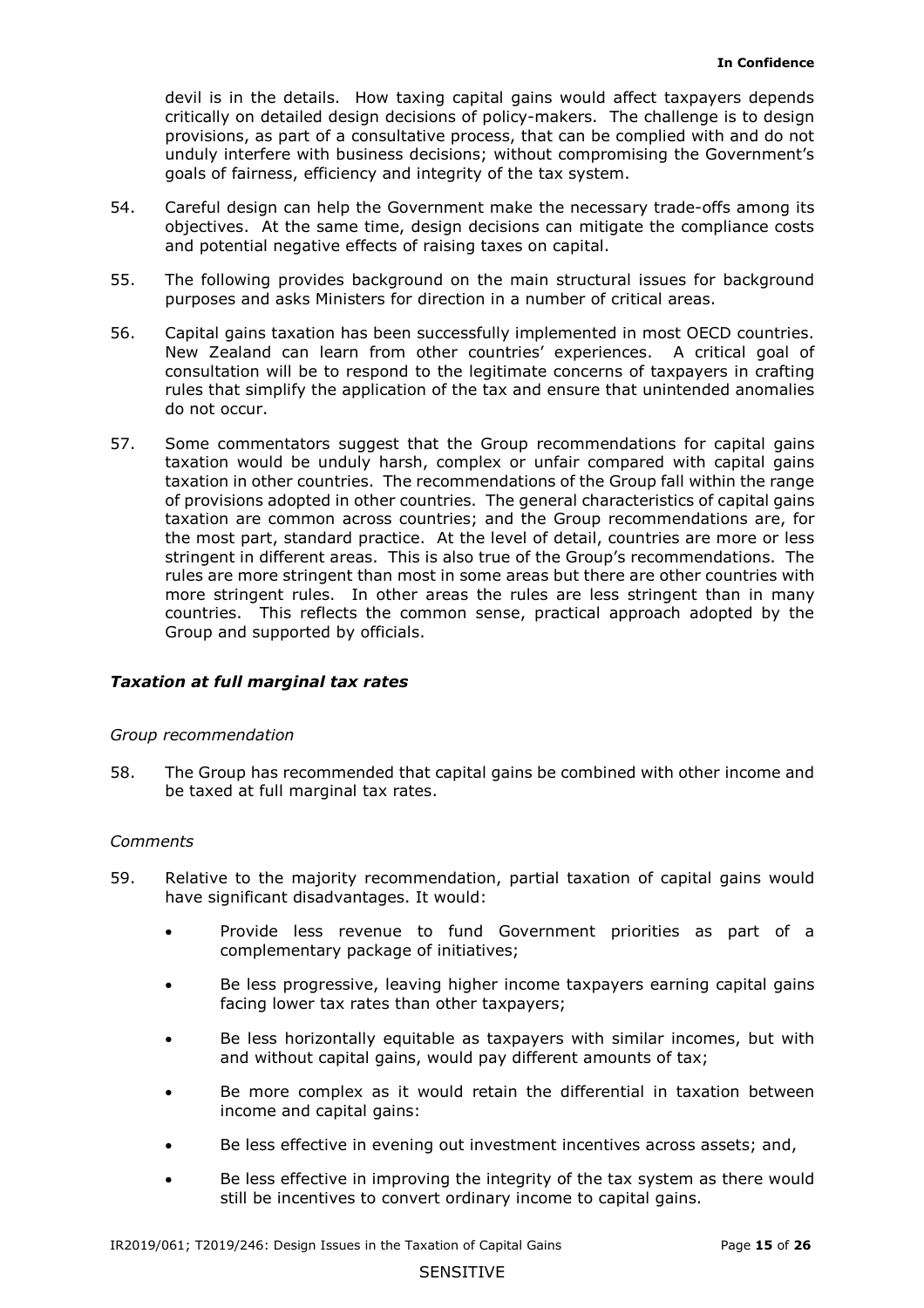devil is in the details. How taxing capital gains would affect taxpayers depends critically on detailed design decisions of policy-makers. The challenge is to design provisions, as part of a consultative process, that can be complied with and do not unduly interfere with business decisions; without compromising the Government's goals of fairness, efficiency and integrity of the tax system.

54. Careful design can help the Government make the necessary trade-offs among its objectives. At the same time, design decisions can mitigate the compliance costs and potential negative effects of raising taxes on capital.

55. The following provides background on the main structural issues for background purposes and asks Ministers for direction in a number of critical areas.

56. Capital gains taxation has been successfully implemented in most OECD countries. New Zealand can learn from other countries' experiences. A critical goal of consultation will be to respond to the legitimate concerns of taxpayers in crafting rules that simplify the application of the tax and ensure that unintended anomalies do not occur.

57. Some commentators suggest that the Group recommendations for capital gains taxation would be unduly harsh, complex or unfair compared with capital gains taxation in other countries. The recommendations of the Group fall within the range of provisions adopted in other countries. The general characteristics of capital gains taxation are common across countries; and the Group recommendations are, for the most part, standard practice. At the level of detail, countries are more or less stringent in different areas. This is also true of the Group's recommendations. The rules are more stringent than most in some areas but there are other countries with more stringent rules. In other areas the rules are less stringent than in many countries. This reflects the common sense, practical approach adopted by the Group and supported by officials.

### *Taxation at full marginal tax rates*

*Group recommendation*

58. The Group has recommended that capital gains be combined with other income and be taxed at full marginal tax rates.

*Comments*

59. Relative to the majority recommendation, partial taxation of capital gains would have significant disadvantages. It would:

- Provide less revenue to fund Government priorities as part of a complementary package of initiatives;
- Be less progressive, leaving higher income taxpayers earning capital gains facing lower tax rates than other taxpayers;
- Be less horizontally equitable as taxpayers with similar incomes, but with and without capital gains, would pay different amounts of tax;
- Be more complex as it would retain the differential in taxation between income and capital gains:
- Be less effective in evening out investment incentives across assets; and,
- Be less effective in improving the integrity of the tax system as there would still be incentives to convert ordinary income to capital gains.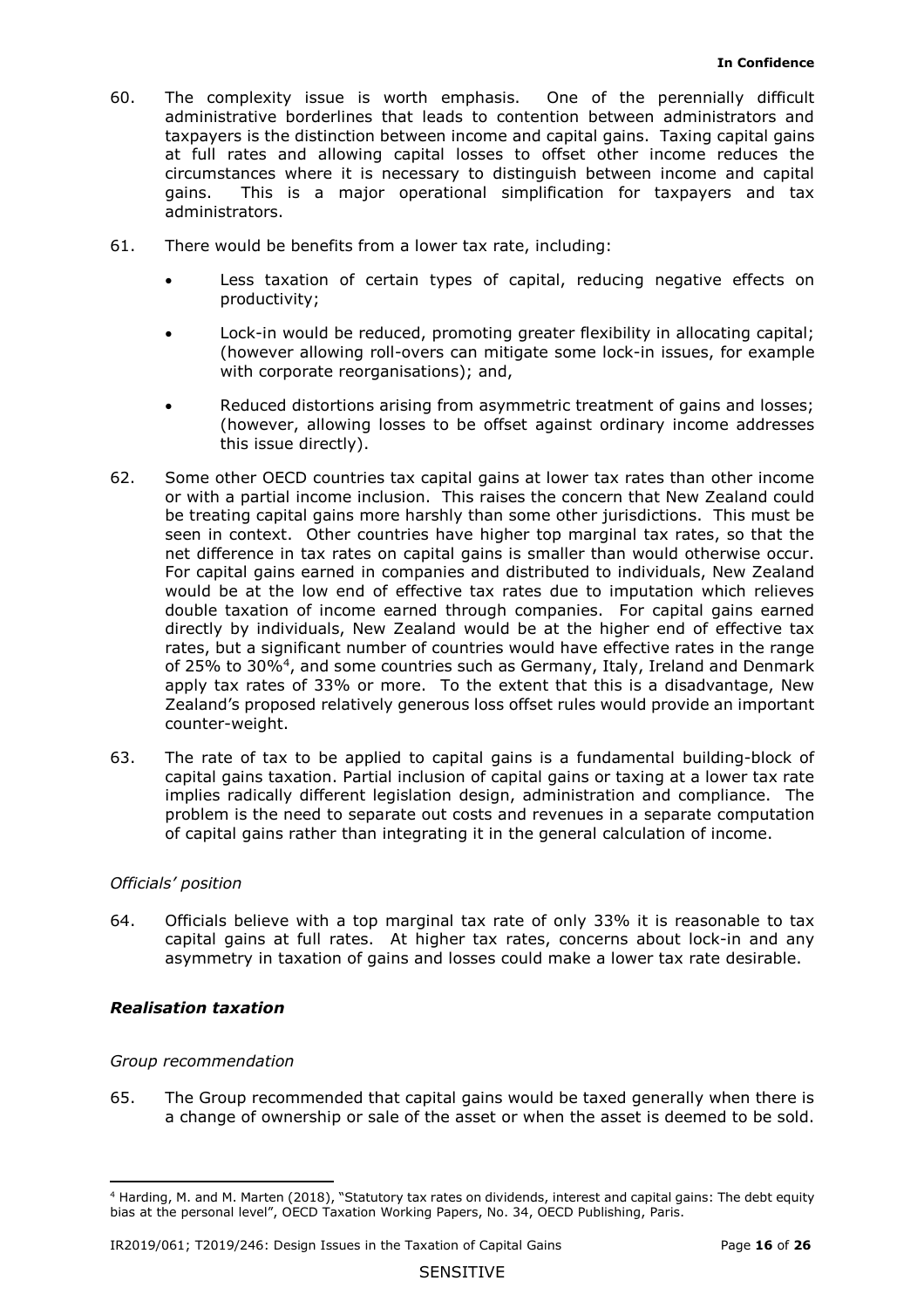60. The complexity issue is worth emphasis. One of the perennially difficult administrative borderlines that leads to contention between administrators and taxpayers is the distinction between income and capital gains. Taxing capital gains at full rates and allowing capital losses to offset other income reduces the circumstances where it is necessary to distinguish between income and capital gains. This is a major operational simplification for taxpayers and tax administrators.

61. There would be benefits from a lower tax rate, including:

   - Less taxation of certain types of capital, reducing negative effects on productivity;
   - Lock-in would be reduced, promoting greater flexibility in allocating capital; (however allowing roll-overs can mitigate some lock-in issues, for example with corporate reorganisations); and,
   - Reduced distortions arising from asymmetric treatment of gains and losses; (however, allowing losses to be offset against ordinary income addresses this issue directly).

62. Some other OECD countries tax capital gains at lower tax rates than other income or with a partial income inclusion. This raises the concern that New Zealand could be treating capital gains more harshly than some other jurisdictions. This must be seen in context. Other countries have higher top marginal tax rates, so that the net difference in tax rates on capital gains is smaller than would otherwise occur. For capital gains earned in companies and distributed to individuals, New Zealand would be at the low end of effective tax rates due to imputation which relieves double taxation of income earned through companies. For capital gains earned directly by individuals, New Zealand would be at the higher end of effective tax rates, but a significant number of countries would have effective rates in the range of 25% to 30%[4], and some countries such as Germany, Italy, Ireland and Denmark apply tax rates of 33% or more. To the extent that this is a disadvantage, New Zealand's proposed relatively generous loss offset rules would provide an important counter-weight.

63. The rate of tax to be applied to capital gains is a fundamental building-block of capital gains taxation. Partial inclusion of capital gains or taxing at a lower tax rate implies radically different legislation design, administration and compliance. The problem is the need to separate out costs and revenues in a separate computation of capital gains rather than integrating it in the general calculation of income.

*Officials' position*

64. Officials believe with a top marginal tax rate of only 33% it is reasonable to tax capital gains at full rates. At higher tax rates, concerns about lock-in and any asymmetry in taxation of gains and losses could make a lower tax rate desirable.

### *Realisation taxation*

*Group recommendation*

65. The Group recommended that capital gains would be taxed generally when there is a change of ownership or sale of the asset or when the asset is deemed to be sold.

---

[4] Harding, M. and M. Marten (2018), "Statutory tax rates on dividends, interest and capital gains: The debt equity bias at the personal level", OECD Taxation Working Papers, No. 34, OECD Publishing, Paris.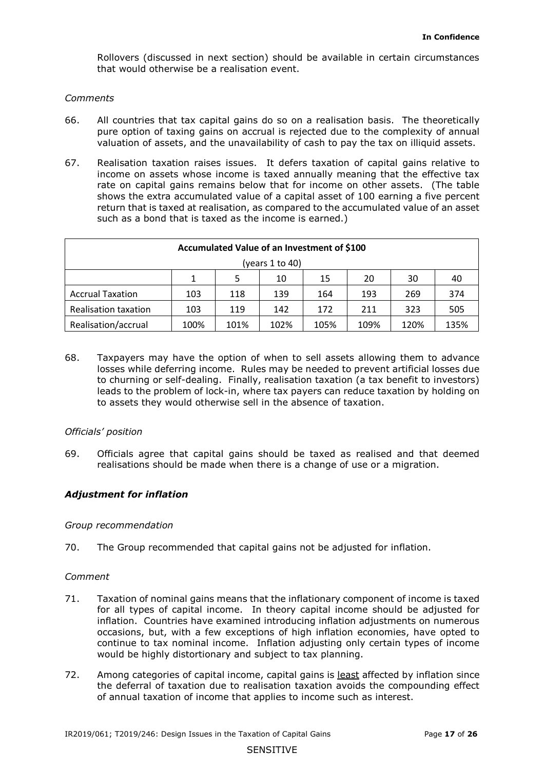Rollovers (discussed in next section) should be available in certain circumstances that would otherwise be a realisation event.

*Comments*

66. All countries that tax capital gains do so on a realisation basis. The theoretically pure option of taxing gains on accrual is rejected due to the complexity of annual valuation of assets, and the unavailability of cash to pay the tax on illiquid assets.

67. Realisation taxation raises issues. It defers taxation of capital gains relative to income on assets whose income is taxed annually meaning that the effective tax rate on capital gains remains below that for income on other assets. (The table shows the extra accumulated value of a capital asset of 100 earning a five percent return that is taxed at realisation, as compared to the accumulated value of an asset such as a bond that is taxed as the income is earned.)

| **Accumulated Value of an Investment of $100** (years 1 to 40) | | | | | | | |
|---|---|---|---|---|---|---|---|
| | 1 | 5 | 10 | 15 | 20 | 30 | 40 |
| Accrual Taxation | 103 | 118 | 139 | 164 | 193 | 269 | 374 |
| Realisation taxation | 103 | 119 | 142 | 172 | 211 | 323 | 505 |
| Realisation/accrual | 100% | 101% | 102% | 105% | 109% | 120% | 135% |

68. Taxpayers may have the option of when to sell assets allowing them to advance losses while deferring income. Rules may be needed to prevent artificial losses due to churning or self-dealing. Finally, realisation taxation (a tax benefit to investors) leads to the problem of lock-in, where tax payers can reduce taxation by holding on to assets they would otherwise sell in the absence of taxation.

*Officials' position*

69. Officials agree that capital gains should be taxed as realised and that deemed realisations should be made when there is a change of use or a migration.

### *Adjustment for inflation*

*Group recommendation*

70. The Group recommended that capital gains not be adjusted for inflation.

*Comment*

71. Taxation of nominal gains means that the inflationary component of income is taxed for all types of capital income. In theory capital income should be adjusted for inflation. Countries have examined introducing inflation adjustments on numerous occasions, but, with a few exceptions of high inflation economies, have opted to continue to tax nominal income. Inflation adjusting only certain types of income would be highly distortionary and subject to tax planning.

72. Among categories of capital income, capital gains is least affected by inflation since the deferral of taxation due to realisation taxation avoids the compounding effect of annual taxation of income that applies to income such as interest.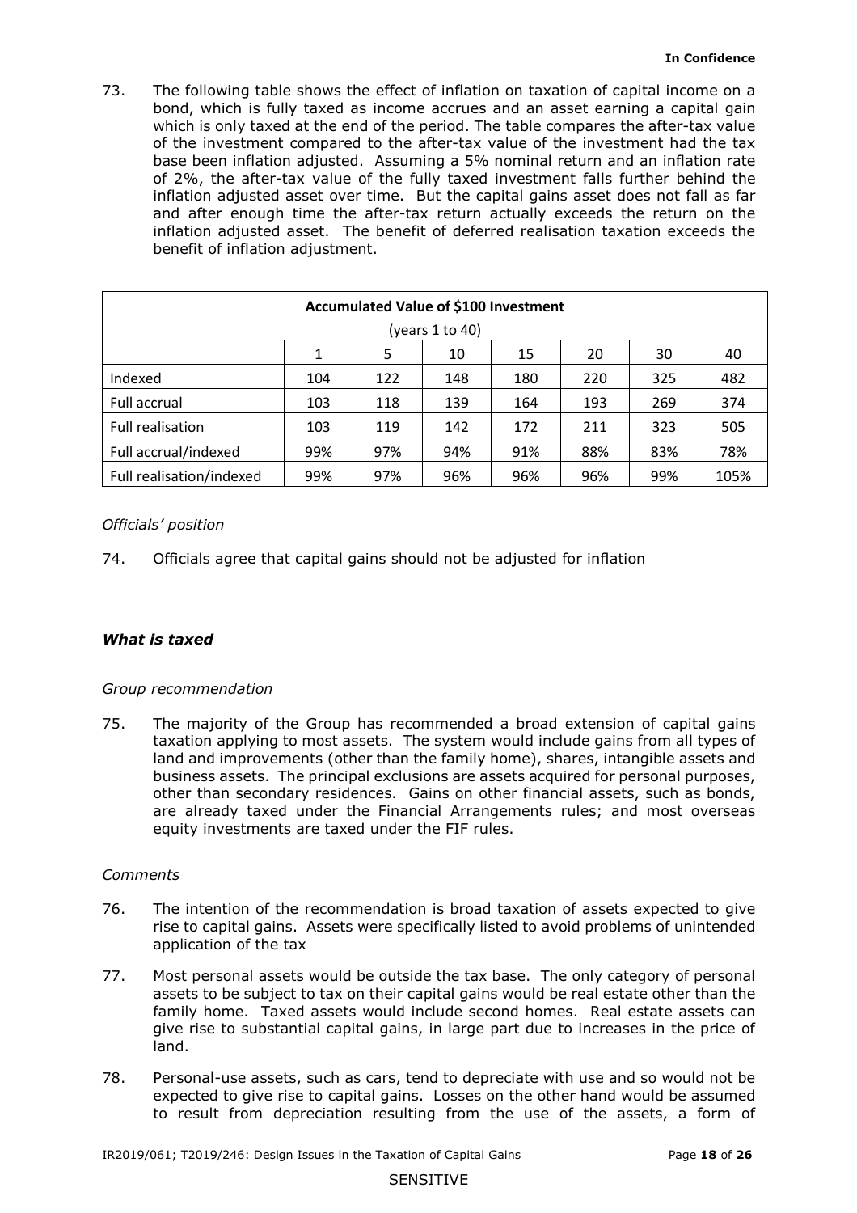73. The following table shows the effect of inflation on taxation of capital income on a bond, which is fully taxed as income accrues and an asset earning a capital gain which is only taxed at the end of the period. The table compares the after-tax value of the investment compared to the after-tax value of the investment had the tax base been inflation adjusted. Assuming a 5% nominal return and an inflation rate of 2%, the after-tax value of the fully taxed investment falls further behind the inflation adjusted asset over time. But the capital gains asset does not fall as far and after enough time the after-tax return actually exceeds the return on the inflation adjusted asset. The benefit of deferred realisation taxation exceeds the benefit of inflation adjustment.

| **Accumulated Value of $100 Investment** (years 1 to 40) | | | | | | | |
|---|---|---|---|---|---|---|---|
| | 1 | 5 | 10 | 15 | 20 | 30 | 40 |
| Indexed | 104 | 122 | 148 | 180 | 220 | 325 | 482 |
| Full accrual | 103 | 118 | 139 | 164 | 193 | 269 | 374 |
| Full realisation | 103 | 119 | 142 | 172 | 211 | 323 | 505 |
| Full accrual/indexed | 99% | 97% | 94% | 91% | 88% | 83% | 78% |
| Full realisation/indexed | 99% | 97% | 96% | 96% | 96% | 99% | 105% |

*Officials' position*

74. Officials agree that capital gains should not be adjusted for inflation

### *What is taxed*

*Group recommendation*

75. The majority of the Group has recommended a broad extension of capital gains taxation applying to most assets. The system would include gains from all types of land and improvements (other than the family home), shares, intangible assets and business assets. The principal exclusions are assets acquired for personal purposes, other than secondary residences. Gains on other financial assets, such as bonds, are already taxed under the Financial Arrangements rules; and most overseas equity investments are taxed under the FIF rules.

*Comments*

76. The intention of the recommendation is broad taxation of assets expected to give rise to capital gains. Assets were specifically listed to avoid problems of unintended application of the tax

77. Most personal assets would be outside the tax base. The only category of personal assets to be subject to tax on their capital gains would be real estate other than the family home. Taxed assets would include second homes. Real estate assets can give rise to substantial capital gains, in large part due to increases in the price of land.

78. Personal-use assets, such as cars, tend to depreciate with use and so would not be expected to give rise to capital gains. Losses on the other hand would be assumed to result from depreciation resulting from the use of the assets, a form of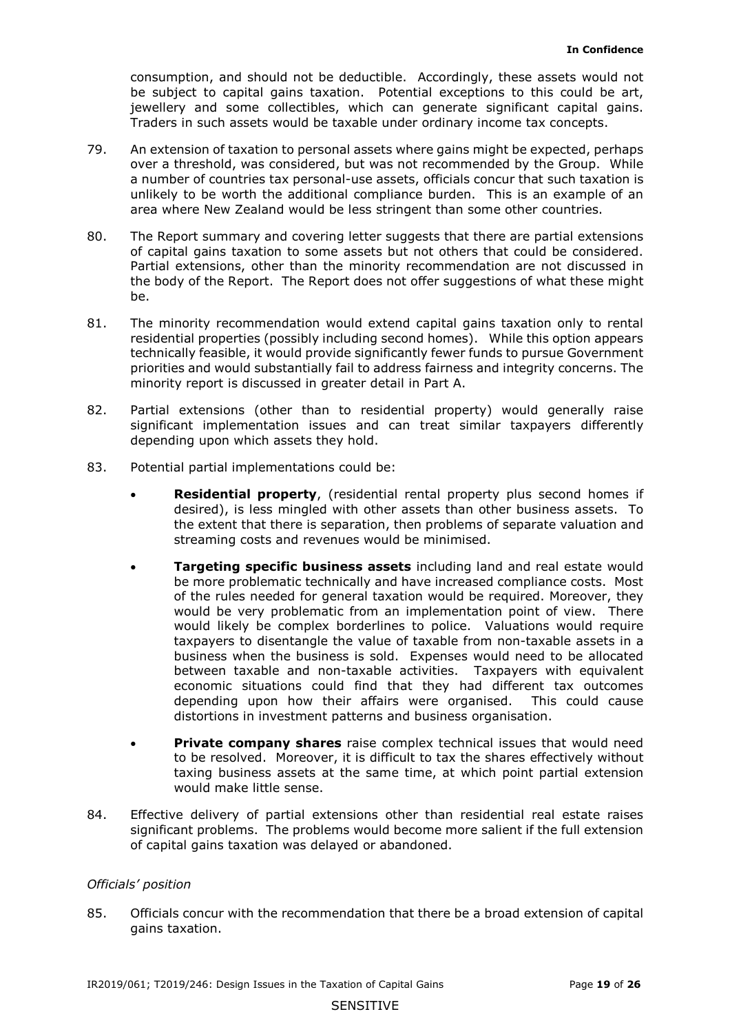consumption, and should not be deductible. Accordingly, these assets would not be subject to capital gains taxation. Potential exceptions to this could be art, jewellery and some collectibles, which can generate significant capital gains. Traders in such assets would be taxable under ordinary income tax concepts.

79. An extension of taxation to personal assets where gains might be expected, perhaps over a threshold, was considered, but was not recommended by the Group. While a number of countries tax personal-use assets, officials concur that such taxation is unlikely to be worth the additional compliance burden. This is an example of an area where New Zealand would be less stringent than some other countries.

80. The Report summary and covering letter suggests that there are partial extensions of capital gains taxation to some assets but not others that could be considered. Partial extensions, other than the minority recommendation are not discussed in the body of the Report. The Report does not offer suggestions of what these might be.

81. The minority recommendation would extend capital gains taxation only to rental residential properties (possibly including second homes). While this option appears technically feasible, it would provide significantly fewer funds to pursue Government priorities and would substantially fail to address fairness and integrity concerns. The minority report is discussed in greater detail in Part A.

82. Partial extensions (other than to residential property) would generally raise significant implementation issues and can treat similar taxpayers differently depending upon which assets they hold.

83. Potential partial implementations could be:

- **Residential property**, (residential rental property plus second homes if desired), is less mingled with other assets than other business assets. To the extent that there is separation, then problems of separate valuation and streaming costs and revenues would be minimised.
- **Targeting specific business assets** including land and real estate would be more problematic technically and have increased compliance costs. Most of the rules needed for general taxation would be required. Moreover, they would be very problematic from an implementation point of view. There would likely be complex borderlines to police. Valuations would require taxpayers to disentangle the value of taxable from non-taxable assets in a business when the business is sold. Expenses would need to be allocated between taxable and non-taxable activities. Taxpayers with equivalent economic situations could find that they had different tax outcomes depending upon how their affairs were organised. This could cause distortions in investment patterns and business organisation.
- **Private company shares** raise complex technical issues that would need to be resolved. Moreover, it is difficult to tax the shares effectively without taxing business assets at the same time, at which point partial extension would make little sense.

84. Effective delivery of partial extensions other than residential real estate raises significant problems. The problems would become more salient if the full extension of capital gains taxation was delayed or abandoned.

*Officials' position*

85. Officials concur with the recommendation that there be a broad extension of capital gains taxation.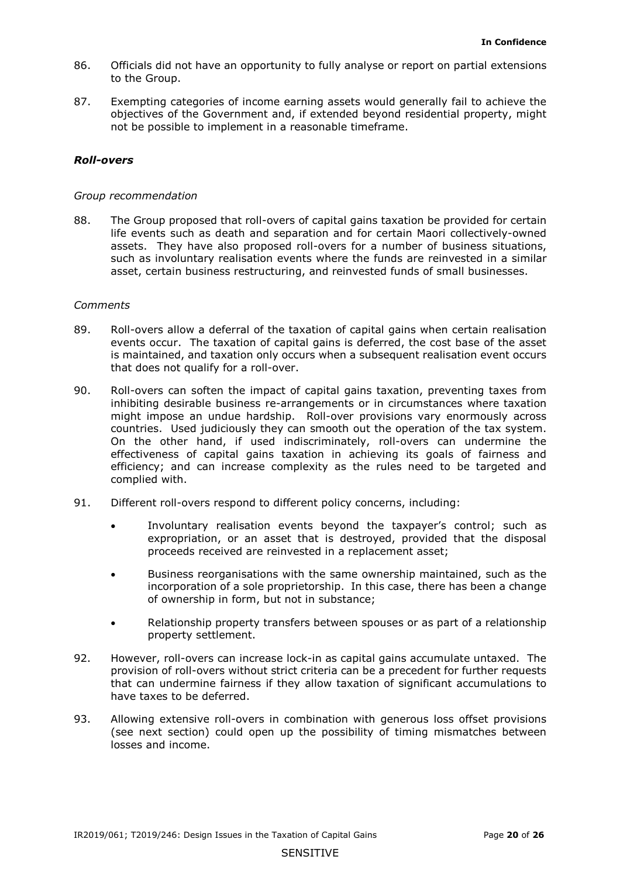86. Officials did not have an opportunity to fully analyse or report on partial extensions to the Group.

87. Exempting categories of income earning assets would generally fail to achieve the objectives of the Government and, if extended beyond residential property, might not be possible to implement in a reasonable timeframe.

### *Roll-overs*

*Group recommendation*

88. The Group proposed that roll-overs of capital gains taxation be provided for certain life events such as death and separation and for certain Maori collectively-owned assets. They have also proposed roll-overs for a number of business situations, such as involuntary realisation events where the funds are reinvested in a similar asset, certain business restructuring, and reinvested funds of small businesses.

*Comments*

89. Roll-overs allow a deferral of the taxation of capital gains when certain realisation events occur. The taxation of capital gains is deferred, the cost base of the asset is maintained, and taxation only occurs when a subsequent realisation event occurs that does not qualify for a roll-over.

90. Roll-overs can soften the impact of capital gains taxation, preventing taxes from inhibiting desirable business re-arrangements or in circumstances where taxation might impose an undue hardship. Roll-over provisions vary enormously across countries. Used judiciously they can smooth out the operation of the tax system. On the other hand, if used indiscriminately, roll-overs can undermine the effectiveness of capital gains taxation in achieving its goals of fairness and efficiency; and can increase complexity as the rules need to be targeted and complied with.

91. Different roll-overs respond to different policy concerns, including:

    - Involuntary realisation events beyond the taxpayer's control; such as expropriation, or an asset that is destroyed, provided that the disposal proceeds received are reinvested in a replacement asset;
    - Business reorganisations with the same ownership maintained, such as the incorporation of a sole proprietorship. In this case, there has been a change of ownership in form, but not in substance;
    - Relationship property transfers between spouses or as part of a relationship property settlement.

92. However, roll-overs can increase lock-in as capital gains accumulate untaxed. The provision of roll-overs without strict criteria can be a precedent for further requests that can undermine fairness if they allow taxation of significant accumulations to have taxes to be deferred.

93. Allowing extensive roll-overs in combination with generous loss offset provisions (see next section) could open up the possibility of timing mismatches between losses and income.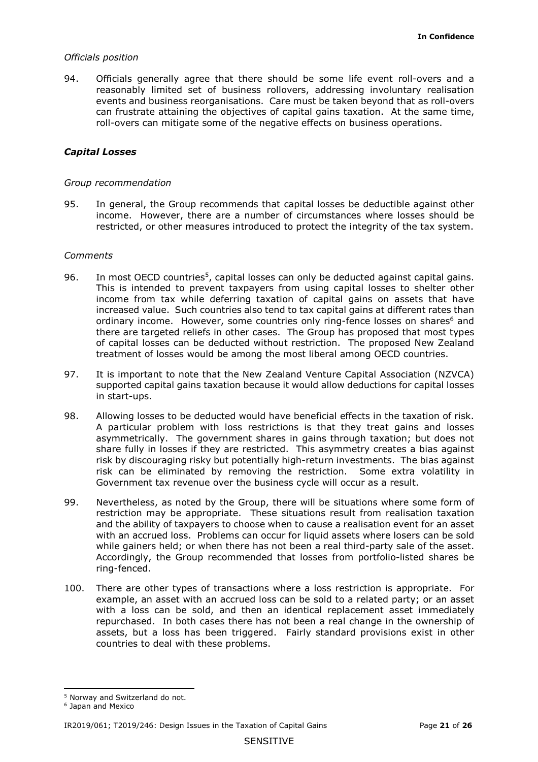*Officials position*

94. Officials generally agree that there should be some life event roll-overs and a reasonably limited set of business rollovers, addressing involuntary realisation events and business reorganisations. Care must be taken beyond that as roll-overs can frustrate attaining the objectives of capital gains taxation. At the same time, roll-overs can mitigate some of the negative effects on business operations.

### *Capital Losses*

*Group recommendation*

95. In general, the Group recommends that capital losses be deductible against other income. However, there are a number of circumstances where losses should be restricted, or other measures introduced to protect the integrity of the tax system.

*Comments*

96. In most OECD countries[5], capital losses can only be deducted against capital gains. This is intended to prevent taxpayers from using capital losses to shelter other income from tax while deferring taxation of capital gains on assets that have increased value. Such countries also tend to tax capital gains at different rates than ordinary income. However, some countries only ring-fence losses on shares[6] and there are targeted reliefs in other cases. The Group has proposed that most types of capital losses can be deducted without restriction. The proposed New Zealand treatment of losses would be among the most liberal among OECD countries.

97. It is important to note that the New Zealand Venture Capital Association (NZVCA) supported capital gains taxation because it would allow deductions for capital losses in start-ups.

98. Allowing losses to be deducted would have beneficial effects in the taxation of risk. A particular problem with loss restrictions is that they treat gains and losses asymmetrically. The government shares in gains through taxation; but does not share fully in losses if they are restricted. This asymmetry creates a bias against risk by discouraging risky but potentially high-return investments. The bias against risk can be eliminated by removing the restriction. Some extra volatility in Government tax revenue over the business cycle will occur as a result.

99. Nevertheless, as noted by the Group, there will be situations where some form of restriction may be appropriate. These situations result from realisation taxation and the ability of taxpayers to choose when to cause a realisation event for an asset with an accrued loss. Problems can occur for liquid assets where losers can be sold while gainers held; or when there has not been a real third-party sale of the asset. Accordingly, the Group recommended that losses from portfolio-listed shares be ring-fenced.

100. There are other types of transactions where a loss restriction is appropriate. For example, an asset with an accrued loss can be sold to a related party; or an asset with a loss can be sold, and then an identical replacement asset immediately repurchased. In both cases there has not been a real change in the ownership of assets, but a loss has been triggered. Fairly standard provisions exist in other countries to deal with these problems.

---

[5] Norway and Switzerland do not.

[6] Japan and Mexico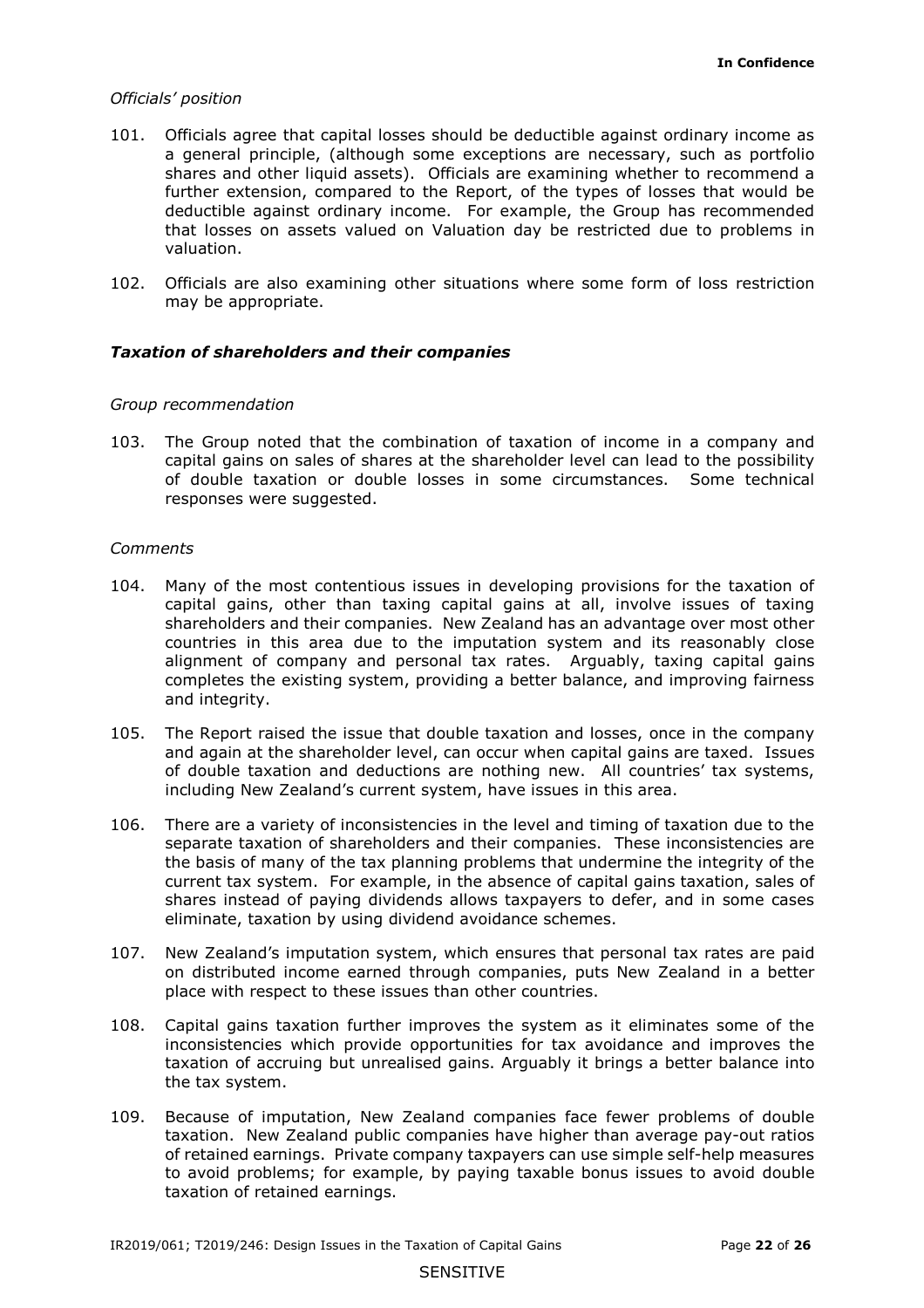*Officials' position*

101. Officials agree that capital losses should be deductible against ordinary income as a general principle, (although some exceptions are necessary, such as portfolio shares and other liquid assets). Officials are examining whether to recommend a further extension, compared to the Report, of the types of losses that would be deductible against ordinary income. For example, the Group has recommended that losses on assets valued on Valuation day be restricted due to problems in valuation.

102. Officials are also examining other situations where some form of loss restriction may be appropriate.

### *Taxation of shareholders and their companies*

*Group recommendation*

103. The Group noted that the combination of taxation of income in a company and capital gains on sales of shares at the shareholder level can lead to the possibility of double taxation or double losses in some circumstances. Some technical responses were suggested.

*Comments*

104. Many of the most contentious issues in developing provisions for the taxation of capital gains, other than taxing capital gains at all, involve issues of taxing shareholders and their companies. New Zealand has an advantage over most other countries in this area due to the imputation system and its reasonably close alignment of company and personal tax rates. Arguably, taxing capital gains completes the existing system, providing a better balance, and improving fairness and integrity.

105. The Report raised the issue that double taxation and losses, once in the company and again at the shareholder level, can occur when capital gains are taxed. Issues of double taxation and deductions are nothing new. All countries' tax systems, including New Zealand's current system, have issues in this area.

106. There are a variety of inconsistencies in the level and timing of taxation due to the separate taxation of shareholders and their companies. These inconsistencies are the basis of many of the tax planning problems that undermine the integrity of the current tax system. For example, in the absence of capital gains taxation, sales of shares instead of paying dividends allows taxpayers to defer, and in some cases eliminate, taxation by using dividend avoidance schemes.

107. New Zealand's imputation system, which ensures that personal tax rates are paid on distributed income earned through companies, puts New Zealand in a better place with respect to these issues than other countries.

108. Capital gains taxation further improves the system as it eliminates some of the inconsistencies which provide opportunities for tax avoidance and improves the taxation of accruing but unrealised gains. Arguably it brings a better balance into the tax system.

109. Because of imputation, New Zealand companies face fewer problems of double taxation. New Zealand public companies have higher than average pay-out ratios of retained earnings. Private company taxpayers can use simple self-help measures to avoid problems; for example, by paying taxable bonus issues to avoid double taxation of retained earnings.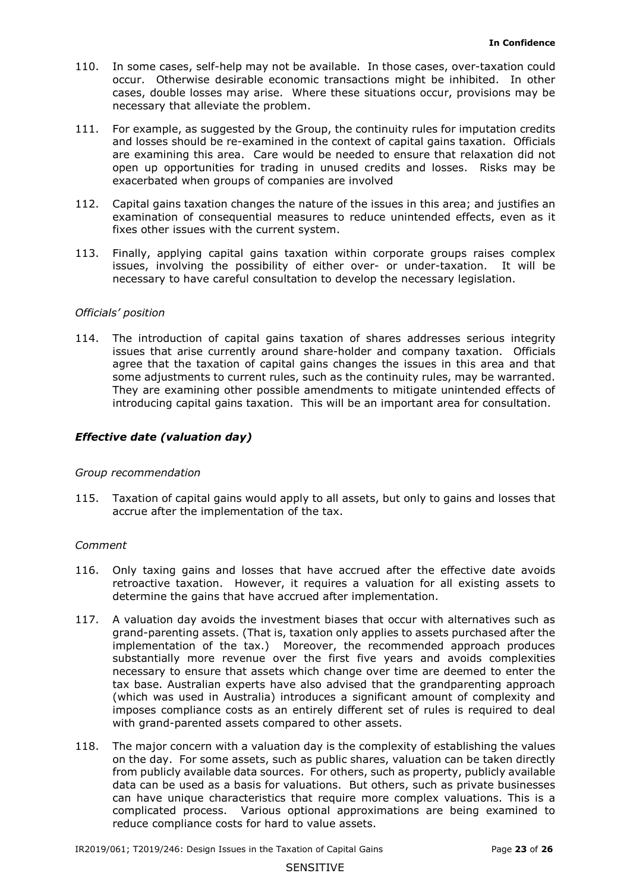110. In some cases, self-help may not be available. In those cases, over-taxation could occur. Otherwise desirable economic transactions might be inhibited. In other cases, double losses may arise. Where these situations occur, provisions may be necessary that alleviate the problem.

111. For example, as suggested by the Group, the continuity rules for imputation credits and losses should be re-examined in the context of capital gains taxation. Officials are examining this area. Care would be needed to ensure that relaxation did not open up opportunities for trading in unused credits and losses. Risks may be exacerbated when groups of companies are involved

112. Capital gains taxation changes the nature of the issues in this area; and justifies an examination of consequential measures to reduce unintended effects, even as it fixes other issues with the current system.

113. Finally, applying capital gains taxation within corporate groups raises complex issues, involving the possibility of either over- or under-taxation. It will be necessary to have careful consultation to develop the necessary legislation.

*Officials' position*

114. The introduction of capital gains taxation of shares addresses serious integrity issues that arise currently around share-holder and company taxation. Officials agree that the taxation of capital gains changes the issues in this area and that some adjustments to current rules, such as the continuity rules, may be warranted. They are examining other possible amendments to mitigate unintended effects of introducing capital gains taxation. This will be an important area for consultation.

### *Effective date (valuation day)*

*Group recommendation*

115. Taxation of capital gains would apply to all assets, but only to gains and losses that accrue after the implementation of the tax.

*Comment*

116. Only taxing gains and losses that have accrued after the effective date avoids retroactive taxation. However, it requires a valuation for all existing assets to determine the gains that have accrued after implementation.

117. A valuation day avoids the investment biases that occur with alternatives such as grand-parenting assets. (That is, taxation only applies to assets purchased after the implementation of the tax.) Moreover, the recommended approach produces substantially more revenue over the first five years and avoids complexities necessary to ensure that assets which change over time are deemed to enter the tax base. Australian experts have also advised that the grandparenting approach (which was used in Australia) introduces a significant amount of complexity and imposes compliance costs as an entirely different set of rules is required to deal with grand-parented assets compared to other assets.

118. The major concern with a valuation day is the complexity of establishing the values on the day. For some assets, such as public shares, valuation can be taken directly from publicly available data sources. For others, such as property, publicly available data can be used as a basis for valuations. But others, such as private businesses can have unique characteristics that require more complex valuations. This is a complicated process. Various optional approximations are being examined to reduce compliance costs for hard to value assets.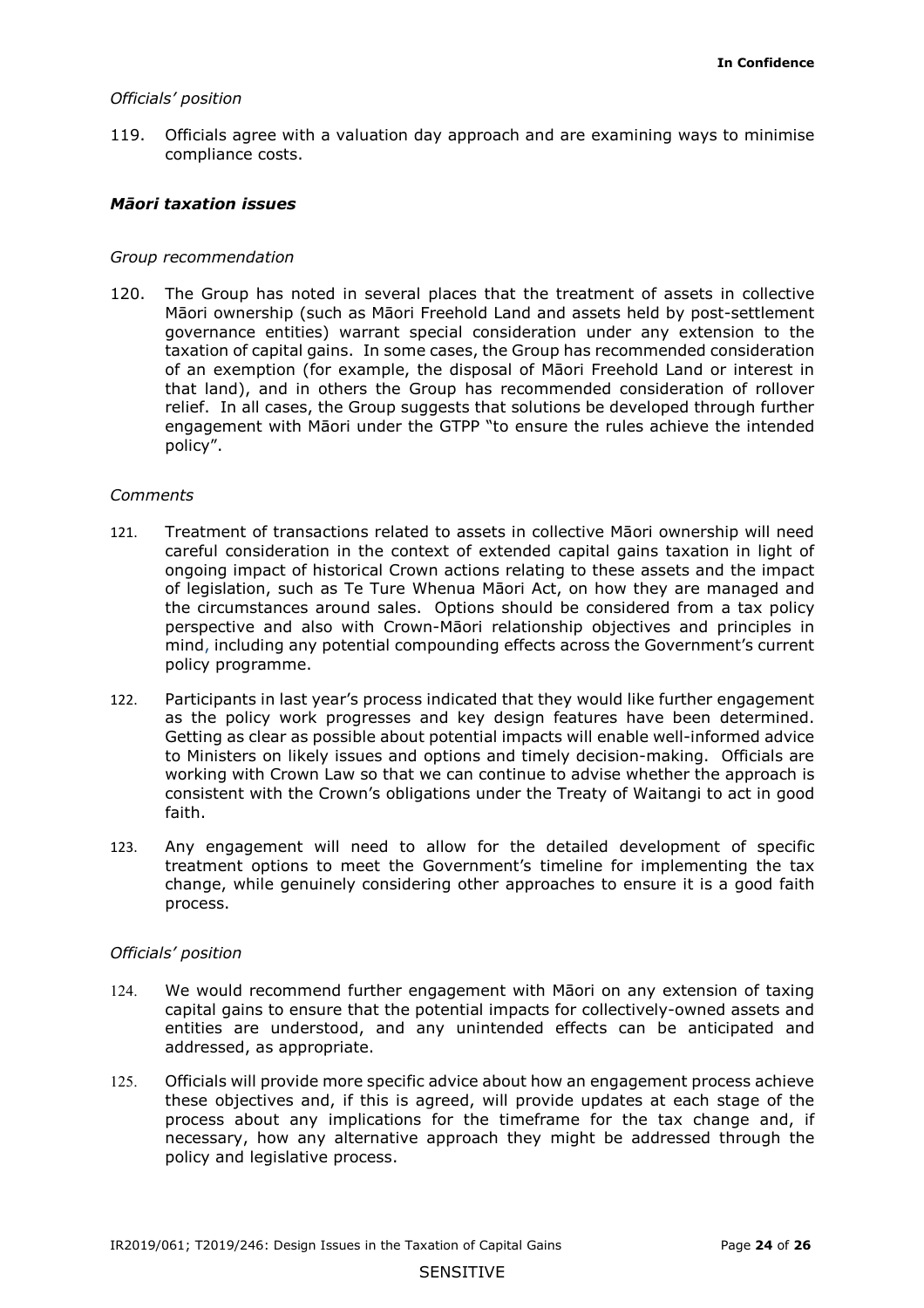*Officials' position*

119. Officials agree with a valuation day approach and are examining ways to minimise compliance costs.

### *Māori taxation issues*

*Group recommendation*

120. The Group has noted in several places that the treatment of assets in collective Māori ownership (such as Māori Freehold Land and assets held by post-settlement governance entities) warrant special consideration under any extension to the taxation of capital gains. In some cases, the Group has recommended consideration of an exemption (for example, the disposal of Māori Freehold Land or interest in that land), and in others the Group has recommended consideration of rollover relief. In all cases, the Group suggests that solutions be developed through further engagement with Māori under the GTPP "to ensure the rules achieve the intended policy".

*Comments*

121. Treatment of transactions related to assets in collective Māori ownership will need careful consideration in the context of extended capital gains taxation in light of ongoing impact of historical Crown actions relating to these assets and the impact of legislation, such as Te Ture Whenua Māori Act, on how they are managed and the circumstances around sales. Options should be considered from a tax policy perspective and also with Crown-Māori relationship objectives and principles in mind, including any potential compounding effects across the Government's current policy programme.

122. Participants in last year's process indicated that they would like further engagement as the policy work progresses and key design features have been determined. Getting as clear as possible about potential impacts will enable well-informed advice to Ministers on likely issues and options and timely decision-making. Officials are working with Crown Law so that we can continue to advise whether the approach is consistent with the Crown's obligations under the Treaty of Waitangi to act in good faith.

123. Any engagement will need to allow for the detailed development of specific treatment options to meet the Government's timeline for implementing the tax change, while genuinely considering other approaches to ensure it is a good faith process.

*Officials' position*

124. We would recommend further engagement with Māori on any extension of taxing capital gains to ensure that the potential impacts for collectively-owned assets and entities are understood, and any unintended effects can be anticipated and addressed, as appropriate.

125. Officials will provide more specific advice about how an engagement process achieve these objectives and, if this is agreed, will provide updates at each stage of the process about any implications for the timeframe for the tax change and, if necessary, how any alternative approach they might be addressed through the policy and legislative process.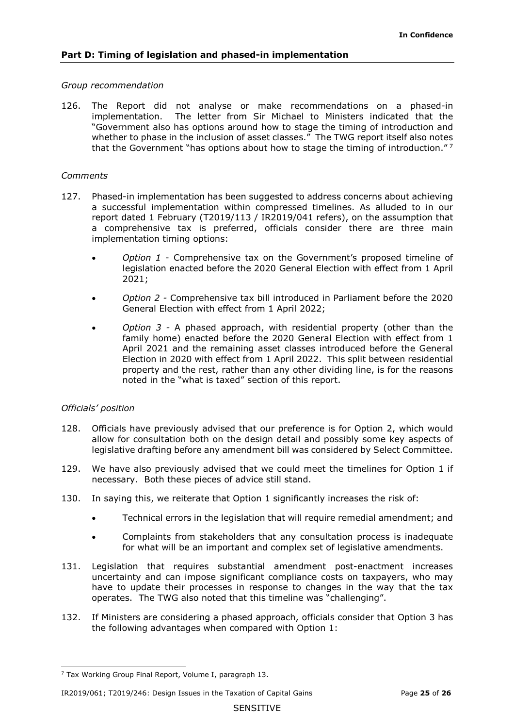## Part D: Timing of legislation and phased-in implementation

*Group recommendation*

126. The Report did not analyse or make recommendations on a phased-in implementation. The letter from Sir Michael to Ministers indicated that the "Government also has options around how to stage the timing of introduction and whether to phase in the inclusion of asset classes." The TWG report itself also notes that the Government "has options about how to stage the timing of introduction."[7]

*Comments*

127. Phased-in implementation has been suggested to address concerns about achieving a successful implementation within compressed timelines. As alluded to in our report dated 1 February (T2019/113 / IR2019/041 refers), on the assumption that a comprehensive tax is preferred, officials consider there are three main implementation timing options:

    - *Option 1* - Comprehensive tax on the Government's proposed timeline of legislation enacted before the 2020 General Election with effect from 1 April 2021;
    - *Option 2* - Comprehensive tax bill introduced in Parliament before the 2020 General Election with effect from 1 April 2022;
    - *Option 3* - A phased approach, with residential property (other than the family home) enacted before the 2020 General Election with effect from 1 April 2021 and the remaining asset classes introduced before the General Election in 2020 with effect from 1 April 2022. This split between residential property and the rest, rather than any other dividing line, is for the reasons noted in the "what is taxed" section of this report.

*Officials' position*

128. Officials have previously advised that our preference is for Option 2, which would allow for consultation both on the design detail and possibly some key aspects of legislative drafting before any amendment bill was considered by Select Committee.

129. We have also previously advised that we could meet the timelines for Option 1 if necessary. Both these pieces of advice still stand.

130. In saying this, we reiterate that Option 1 significantly increases the risk of:

    - Technical errors in the legislation that will require remedial amendment; and
    - Complaints from stakeholders that any consultation process is inadequate for what will be an important and complex set of legislative amendments.

131. Legislation that requires substantial amendment post-enactment increases uncertainty and can impose significant compliance costs on taxpayers, who may have to update their processes in response to changes in the way that the tax operates. The TWG also noted that this timeline was "challenging".

132. If Ministers are considering a phased approach, officials consider that Option 3 has the following advantages when compared with Option 1:

[7] Tax Working Group Final Report, Volume I, paragraph 13.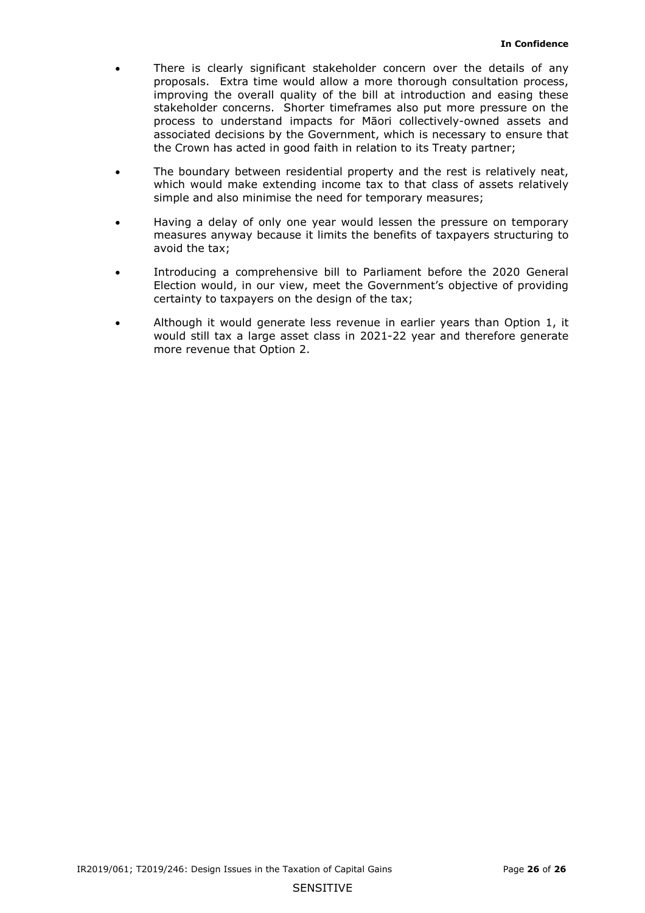- There is clearly significant stakeholder concern over the details of any proposals. Extra time would allow a more thorough consultation process, improving the overall quality of the bill at introduction and easing these stakeholder concerns. Shorter timeframes also put more pressure on the process to understand impacts for Māori collectively-owned assets and associated decisions by the Government, which is necessary to ensure that the Crown has acted in good faith in relation to its Treaty partner;

- The boundary between residential property and the rest is relatively neat, which would make extending income tax to that class of assets relatively simple and also minimise the need for temporary measures;

- Having a delay of only one year would lessen the pressure on temporary measures anyway because it limits the benefits of taxpayers structuring to avoid the tax;

- Introducing a comprehensive bill to Parliament before the 2020 General Election would, in our view, meet the Government's objective of providing certainty to taxpayers on the design of the tax;

- Although it would generate less revenue in earlier years than Option 1, it would still tax a large asset class in 2021-22 year and therefore generate more revenue that Option 2.